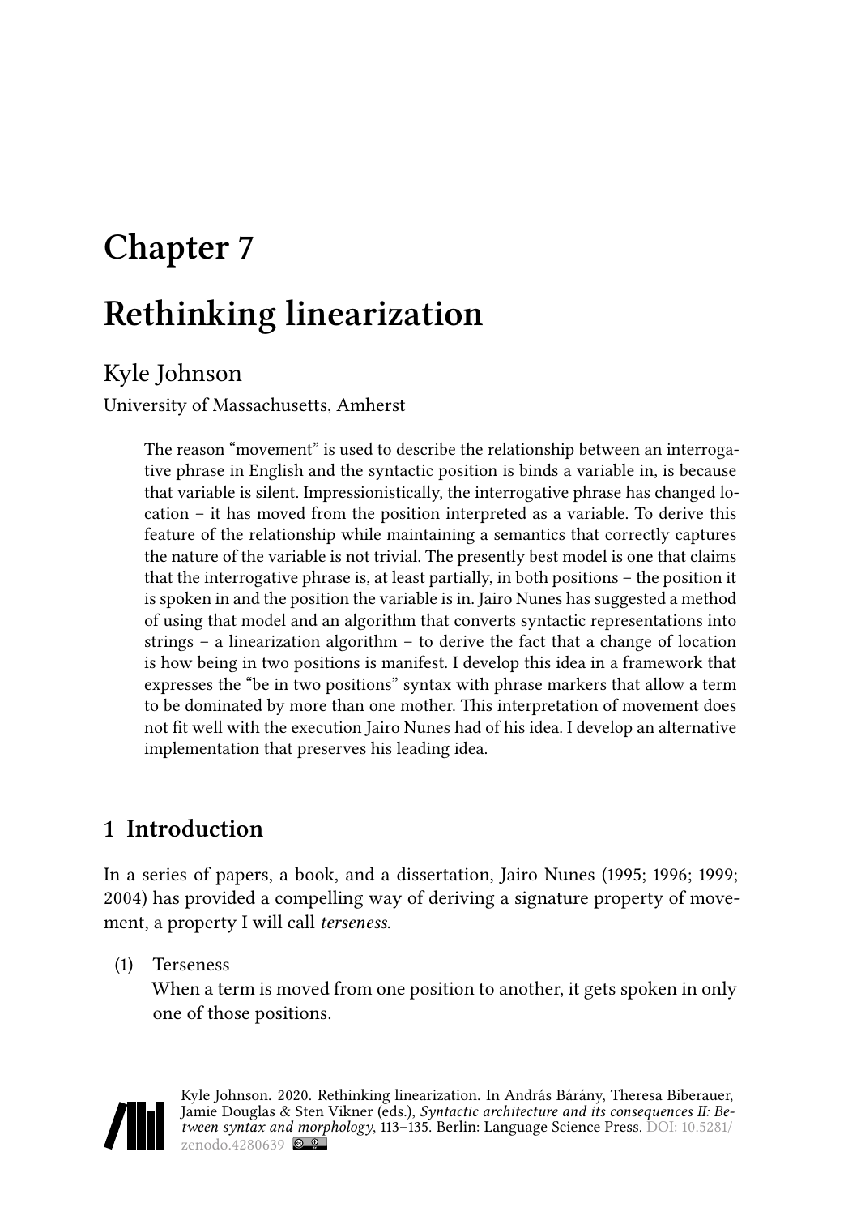# Chapter 7

# Rethinking linearization

Kyle Johnson

University of Massachusetts, Amherst

> The reason "movement" is used to describe the relationship between an interrogative phrase in English and the syntactic position is binds a variable in, is because that variable is silent. Impressionistically, the interrogative phrase has changed location – it has moved from the position interpreted as a variable. To derive this feature of the relationship while maintaining a semantics that correctly captures the nature of the variable is not trivial. The presently best model is one that claims that the interrogative phrase is, at least partially, in both positions – the position it is spoken in and the position the variable is in. Jairo Nunes has suggested a method of using that model and an algorithm that converts syntactic representations into strings – a linearization algorithm – to derive the fact that a change of location is how being in two positions is manifest. I develop this idea in a framework that expresses the "be in two positions" syntax with phrase markers that allow a term to be dominated by more than one mother. This interpretation of movement does not fit well with the execution Jairo Nunes had of his idea. I develop an alternative implementation that preserves his leading idea.

## 1 Introduction

In a series of papers, a book, and a dissertation, Jairo Nunes (1995; 1996; 1999; 2004) has provided a compelling way of deriving a signature property of movement, a property I will call *terseness*.

(1) Terseness
When a term is moved from one position to another, it gets spoken in only one of those positions.

Kyle Johnson. 2020. Rethinking linearization. In András Bárány, Theresa Biberauer, Jamie Douglas & Sten Vikner (eds.), *Syntactic architecture and its consequences II: Between syntax and morphology*, 113–135. Berlin: Language Science Press. DOI: 10.5281/zenodo.4280639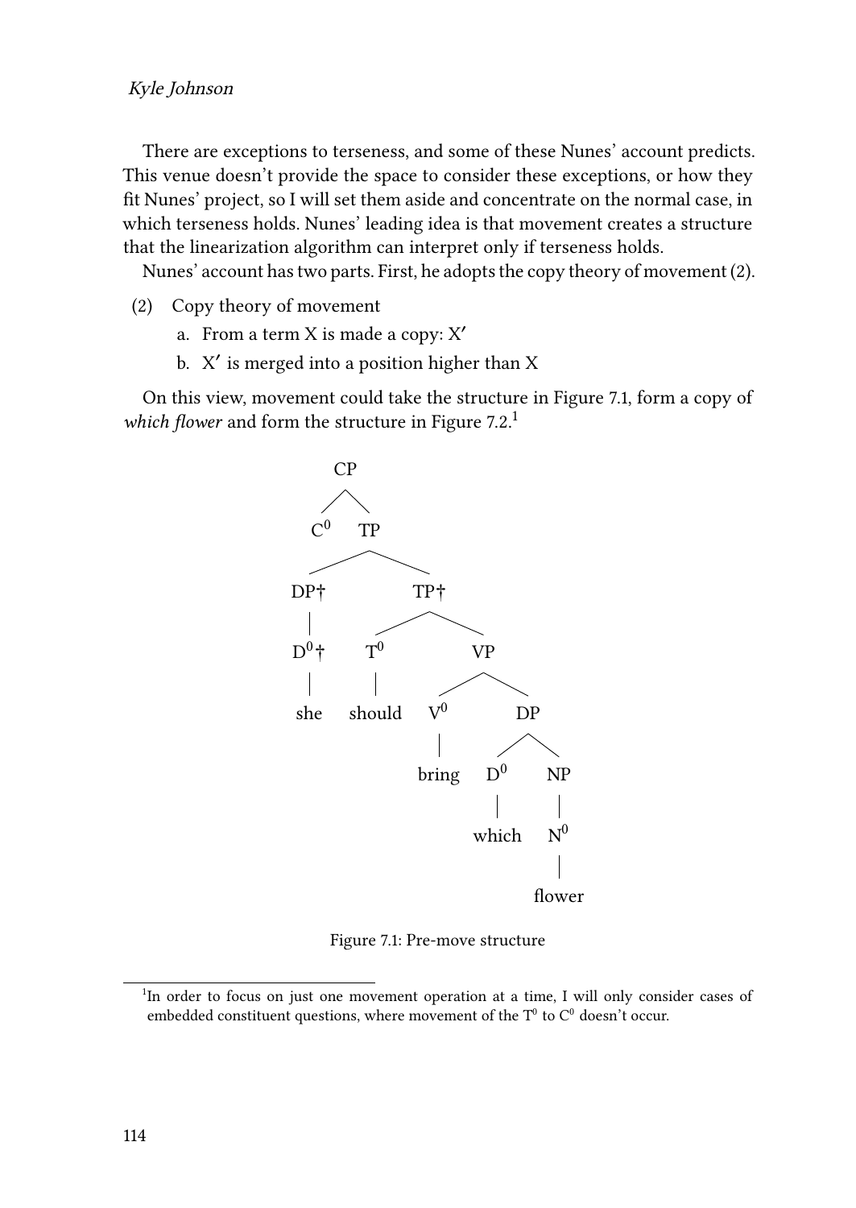There are exceptions to terseness, and some of these Nunes' account predicts. This venue doesn't provide the space to consider these exceptions, or how they fit Nunes' project, so I will set them aside and concentrate on the normal case, in which terseness holds. Nunes' leading idea is that movement creates a structure that the linearization algorithm can interpret only if terseness holds.

Nunes' account has two parts. First, he adopts the copy theory of movement (2).

(2) Copy theory of movement
  a. From a term X is made a copy: X′
  b. X′ is merged into a position higher than X

On this view, movement could take the structure in Figure 7.1, form a copy of *which flower* and form the structure in Figure 7.2.[1]

```
CP
├── C⁰
└── TP
    ├── DP†
    │   └── D⁰†
    │       └── she
    └── TP†
        ├── T⁰
        │   └── should
        └── VP
            ├── V⁰
            │   └── bring
            └── DP
                ├── D⁰
                │   └── which
                └── NP
                    └── N⁰
                        └── flower
```

Figure 7.1: Pre-move structure

[1]In order to focus on just one movement operation at a time, I will only consider cases of embedded constituent questions, where movement of the $T^0$ to $C^0$ doesn't occur.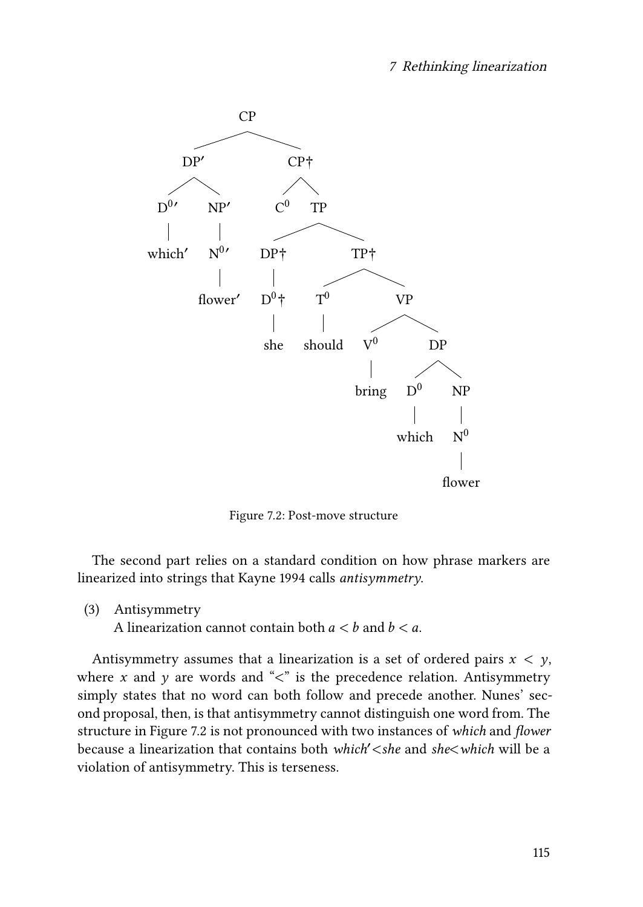Figure 7.2: Post-move structure

The second part relies on a standard condition on how phrase markers are linearized into strings that Kayne 1994 calls *antisymmetry*.

(3) Antisymmetry
A linearization cannot contain both $a < b$ and $b < a$.

Antisymmetry assumes that a linearization is a set of ordered pairs $x < y$, where $x$ and $y$ are words and "<" is the precedence relation. Antisymmetry simply states that no word can both follow and precede another. Nunes' second proposal, then, is that antisymmetry cannot distinguish one word from. The structure in Figure 7.2 is not pronounced with two instances of *which* and *flower* because a linearization that contains both *which′<she* and *she<which* will be a violation of antisymmetry. This is terseness.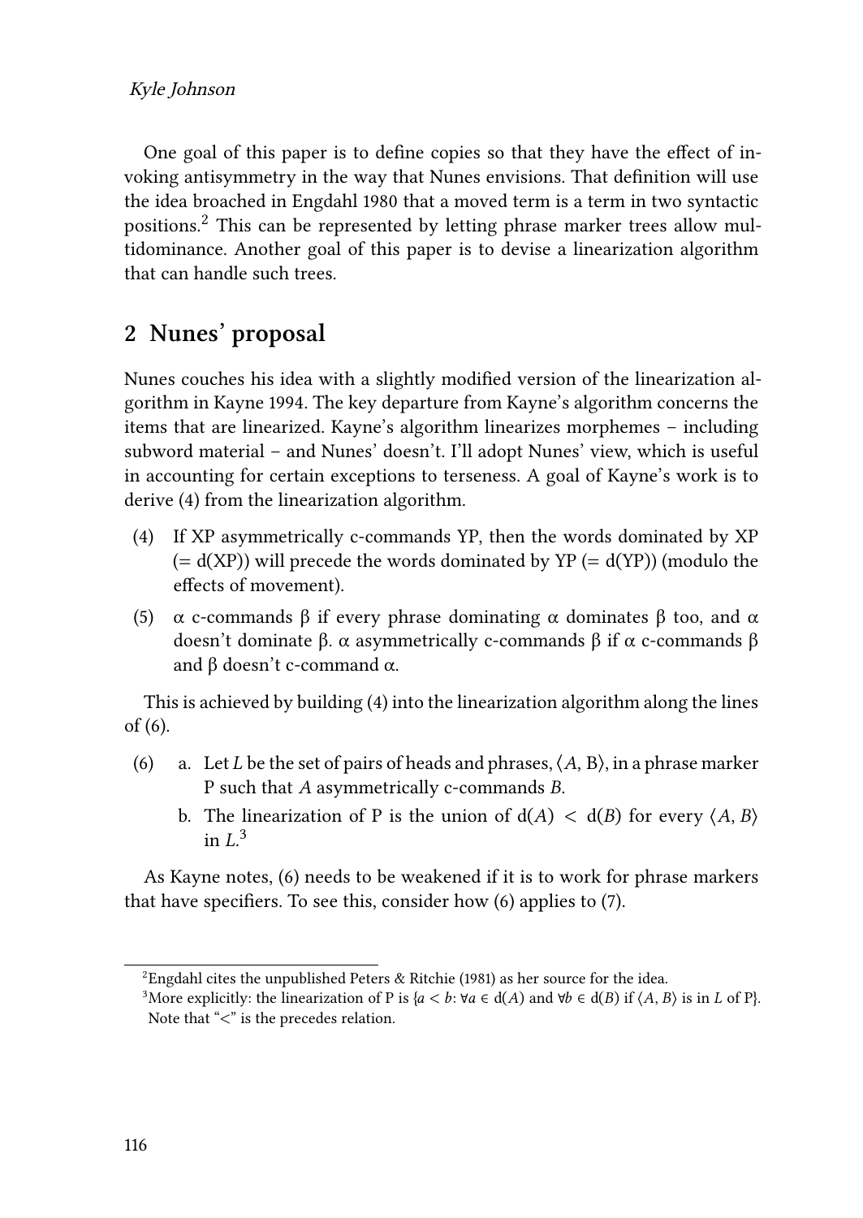One goal of this paper is to define copies so that they have the effect of invoking antisymmetry in the way that Nunes envisions. That definition will use the idea broached in Engdahl 1980 that a moved term is a term in two syntactic positions.[2] This can be represented by letting phrase marker trees allow multidominance. Another goal of this paper is to devise a linearization algorithm that can handle such trees.

## 2 Nunes' proposal

Nunes couches his idea with a slightly modified version of the linearization algorithm in Kayne 1994. The key departure from Kayne's algorithm concerns the items that are linearized. Kayne's algorithm linearizes morphemes – including subword material – and Nunes' doesn't. I'll adopt Nunes' view, which is useful in accounting for certain exceptions to terseness. A goal of Kayne's work is to derive (4) from the linearization algorithm.

(4) If XP asymmetrically c-commands YP, then the words dominated by XP (= d(XP)) will precede the words dominated by YP (= d(YP)) (modulo the effects of movement).

(5) α c-commands β if every phrase dominating α dominates β too, and α doesn't dominate β. α asymmetrically c-commands β if α c-commands β and β doesn't c-command α.

This is achieved by building (4) into the linearization algorithm along the lines of (6).

(6) a. Let *L* be the set of pairs of heads and phrases, $\langle A, B \rangle$, in a phrase marker P such that *A* asymmetrically c-commands *B*.

b. The linearization of P is the union of $d(A) < d(B)$ for every $\langle A, B \rangle$ in *L*.[3]

As Kayne notes, (6) needs to be weakened if it is to work for phrase markers that have specifiers. To see this, consider how (6) applies to (7).

---

[2] Engdahl cites the unpublished Peters & Ritchie (1981) as her source for the idea.

[3] More explicitly: the linearization of P is $\{a < b: \forall a \in d(A) \text{ and } \forall b \in d(B) \text{ if } \langle A, B \rangle \text{ is in } L \text{ of P}\}$. Note that "<" is the precedes relation.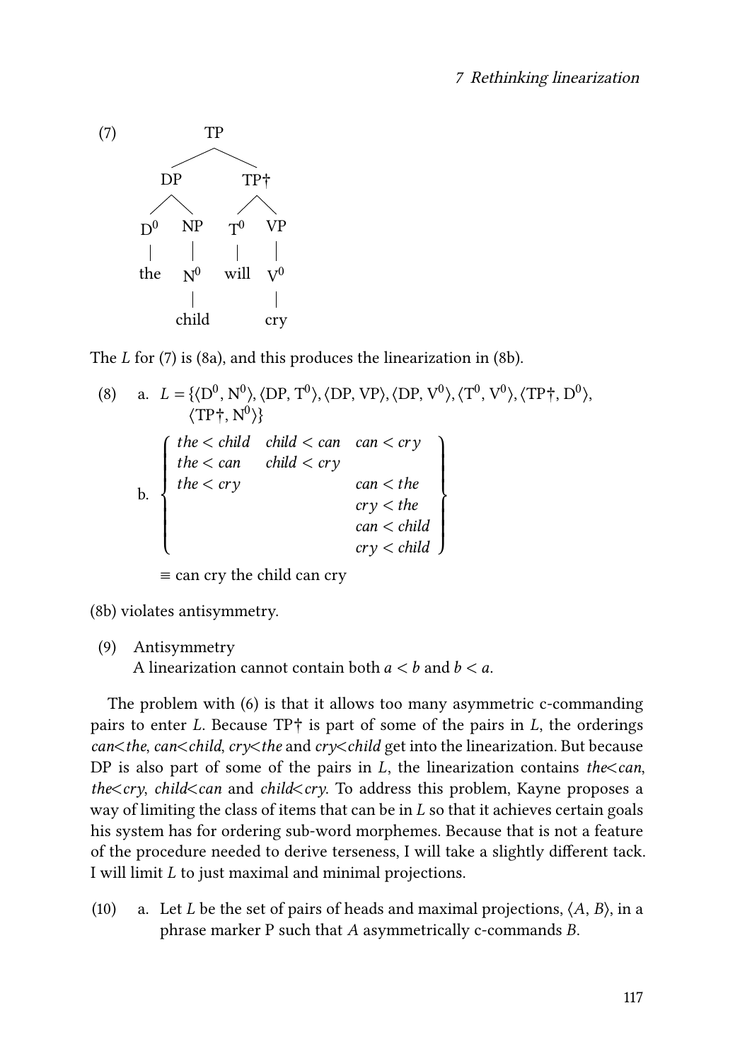(7) [TP [DP [D$^0$ the] [NP [N$^0$ child]]] [TP† [T$^0$ will] [VP [V$^0$ cry]]]]

The $L$ for (7) is (8a), and this produces the linearization in (8b).

(8) a. $L = \{\langle D^0, N^0 \rangle, \langle DP, T^0 \rangle, \langle DP, VP \rangle, \langle DP, V^0 \rangle, \langle T^0, V^0 \rangle, \langle TP\dagger, D^0 \rangle, \langle TP\dagger, N^0 \rangle\}$

b. $$\left\{ \begin{array}{lll} \textit{the} < \textit{child} & \textit{child} < \textit{can} & \textit{can} < \textit{cry} \\ \textit{the} < \textit{can} & \textit{child} < \textit{cry} & \\ \textit{the} < \textit{cry} & & \textit{can} < \textit{the} \\ & & \textit{cry} < \textit{the} \\ & & \textit{can} < \textit{child} \\ & & \textit{cry} < \textit{child} \end{array} \right\}$$

≡ can cry the child can cry

(8b) violates antisymmetry.

(9) Antisymmetry
A linearization cannot contain both $a < b$ and $b < a$.

The problem with (6) is that it allows too many asymmetric c-commanding pairs to enter $L$. Because TP† is part of some of the pairs in $L$, the orderings *can*<*the*, *can*<*child*, *cry*<*the* and *cry*<*child* get into the linearization. But because DP is also part of some of the pairs in $L$, the linearization contains *the*<*can*, *the*<*cry*, *child*<*can* and *child*<*cry*. To address this problem, Kayne proposes a way of limiting the class of items that can be in $L$ so that it achieves certain goals his system has for ordering sub-word morphemes. Because that is not a feature of the procedure needed to derive terseness, I will take a slightly different tack. I will limit $L$ to just maximal and minimal projections.

(10) a. Let $L$ be the set of pairs of heads and maximal projections, $\langle A, B \rangle$, in a phrase marker P such that $A$ asymmetrically c-commands $B$.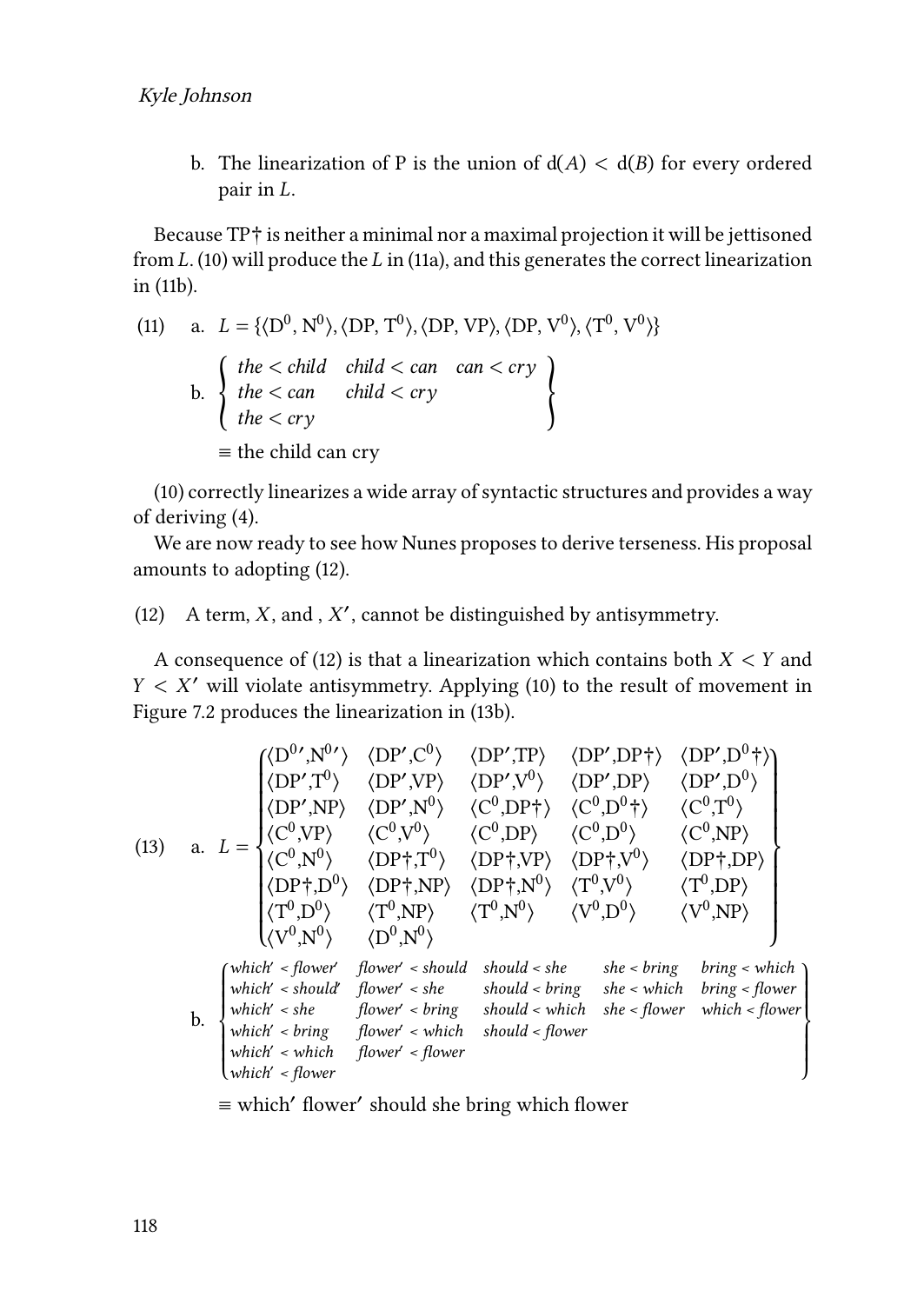b. The linearization of P is the union of $\mathrm{d}(A) < \mathrm{d}(B)$ for every ordered pair in $L$.

Because TP† is neither a minimal nor a maximal projection it will be jettisoned from $L$. (10) will produce the $L$ in (11a), and this generates the correct linearization in (11b).

(11) a. $L = \{\langle \mathrm{D}^0, \mathrm{N}^0 \rangle, \langle \mathrm{DP}, \mathrm{T}^0 \rangle, \langle \mathrm{DP}, \mathrm{VP} \rangle, \langle \mathrm{DP}, \mathrm{V}^0 \rangle, \langle \mathrm{T}^0, \mathrm{V}^0 \rangle\}$

b. $$\left\{ \begin{array}{lll} \textit{the} < \textit{child} & \textit{child} < \textit{can} & \textit{can} < \textit{cry} \\ \textit{the} < \textit{can} & \textit{child} < \textit{cry} & \\ \textit{the} < \textit{cry} & & \end{array} \right\}$$

≡ the child can cry

(10) correctly linearizes a wide array of syntactic structures and provides a way of deriving (4).

We are now ready to see how Nunes proposes to derive terseness. His proposal amounts to adopting (12).

(12) A term, $X$, and , $X'$, cannot be distinguished by antisymmetry.

A consequence of (12) is that a linearization which contains both $X < Y$ and $Y < X'$ will violate antisymmetry. Applying (10) to the result of movement in Figure 7.2 produces the linearization in (13b).

(13) a. $$L = \left\{ \begin{array}{lllll} \langle \mathrm{D}^{0\prime},\mathrm{N}^{0\prime} \rangle & \langle \mathrm{DP}',\mathrm{C}^0 \rangle & \langle \mathrm{DP}',\mathrm{TP} \rangle & \langle \mathrm{DP}',\mathrm{DP}\dagger \rangle & \langle \mathrm{DP}',\mathrm{D}^0\dagger \rangle \\ \langle \mathrm{DP}',\mathrm{T}^0 \rangle & \langle \mathrm{DP}',\mathrm{VP} \rangle & \langle \mathrm{DP}',\mathrm{V}^0 \rangle & \langle \mathrm{DP}',\mathrm{DP} \rangle & \langle \mathrm{DP}',\mathrm{D}^0 \rangle \\ \langle \mathrm{DP}',\mathrm{NP} \rangle & \langle \mathrm{DP}',\mathrm{N}^0 \rangle & \langle \mathrm{C}^0,\mathrm{DP}\dagger \rangle & \langle \mathrm{C}^0,\mathrm{D}^0\dagger \rangle & \langle \mathrm{C}^0,\mathrm{T}^0 \rangle \\ \langle \mathrm{C}^0,\mathrm{VP} \rangle & \langle \mathrm{C}^0,\mathrm{V}^0 \rangle & \langle \mathrm{C}^0,\mathrm{DP} \rangle & \langle \mathrm{C}^0,\mathrm{D}^0 \rangle & \langle \mathrm{C}^0,\mathrm{NP} \rangle \\ \langle \mathrm{C}^0,\mathrm{N}^0 \rangle & \langle \mathrm{DP}\dagger,\mathrm{T}^0 \rangle & \langle \mathrm{DP}\dagger,\mathrm{VP} \rangle & \langle \mathrm{DP}\dagger,\mathrm{V}^0 \rangle & \langle \mathrm{DP}\dagger,\mathrm{DP} \rangle \\ \langle \mathrm{DP}\dagger,\mathrm{D}^0 \rangle & \langle \mathrm{DP}\dagger,\mathrm{NP} \rangle & \langle \mathrm{DP}\dagger,\mathrm{N}^0 \rangle & \langle \mathrm{T}^0,\mathrm{V}^0 \rangle & \langle \mathrm{T}^0,\mathrm{DP} \rangle \\ \langle \mathrm{T}^0,\mathrm{D}^0 \rangle & \langle \mathrm{T}^0,\mathrm{NP} \rangle & \langle \mathrm{T}^0,\mathrm{N}^0 \rangle & \langle \mathrm{V}^0,\mathrm{D}^0 \rangle & \langle \mathrm{V}^0,\mathrm{NP} \rangle \\ \langle \mathrm{V}^0,\mathrm{N}^0 \rangle & \langle \mathrm{D}^0,\mathrm{N}^0 \rangle & & & \end{array} \right\}$$

b. $$\left\{ \begin{array}{lllll} \textit{which}' < \textit{flower}' & \textit{flower}' < \textit{should} & \textit{should} < \textit{she} & \textit{she} < \textit{bring} & \textit{bring} < \textit{which} \\ \textit{which}' < \textit{should}' & \textit{flower}' < \textit{she} & \textit{should} < \textit{bring} & \textit{she} < \textit{which} & \textit{bring} < \textit{flower} \\ \textit{which}' < \textit{she} & \textit{flower}' < \textit{bring} & \textit{should} < \textit{which} & \textit{she} < \textit{flower} & \textit{which} < \textit{flower} \\ \textit{which}' < \textit{bring} & \textit{flower}' < \textit{which} & \textit{should} < \textit{flower} & & \\ \textit{which}' < \textit{which} & \textit{flower}' < \textit{flower} & & & \\ \textit{which}' < \textit{flower} & & & & \end{array} \right\}$$

≡ which′ flower′ should she bring which flower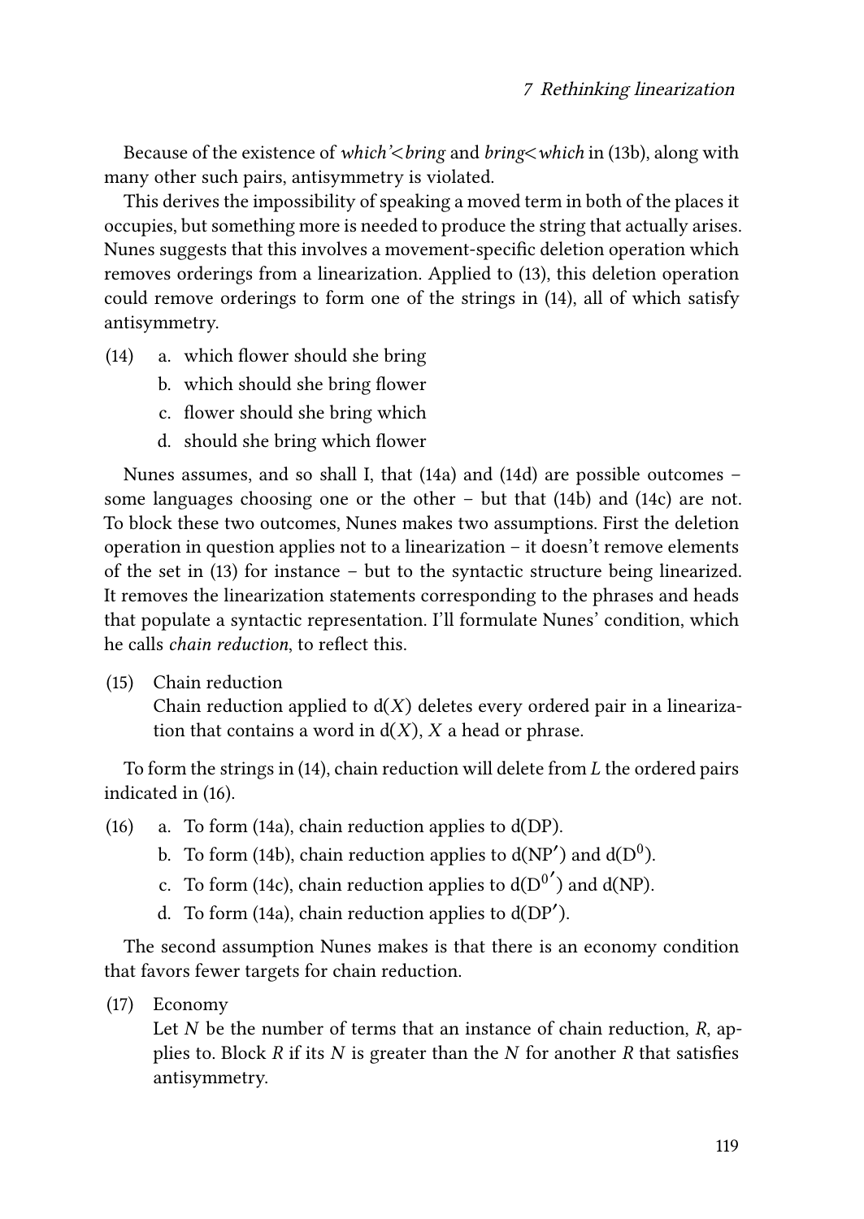Because of the existence of *which'*<*bring* and *bring*<*which* in (13b), along with many other such pairs, antisymmetry is violated.

This derives the impossibility of speaking a moved term in both of the places it occupies, but something more is needed to produce the string that actually arises. Nunes suggests that this involves a movement-specific deletion operation which removes orderings from a linearization. Applied to (13), this deletion operation could remove orderings to form one of the strings in (14), all of which satisfy antisymmetry.

(14) a. which flower should she bring
  b. which should she bring flower
  c. flower should she bring which
  d. should she bring which flower

Nunes assumes, and so shall I, that (14a) and (14d) are possible outcomes – some languages choosing one or the other – but that (14b) and (14c) are not. To block these two outcomes, Nunes makes two assumptions. First the deletion operation in question applies not to a linearization – it doesn't remove elements of the set in (13) for instance – but to the syntactic structure being linearized. It removes the linearization statements corresponding to the phrases and heads that populate a syntactic representation. I'll formulate Nunes' condition, which he calls *chain reduction*, to reflect this.

(15) Chain reduction
  Chain reduction applied to d($X$) deletes every ordered pair in a linearization that contains a word in d($X$), $X$ a head or phrase.

To form the strings in (14), chain reduction will delete from *L* the ordered pairs indicated in (16).

(16) a. To form (14a), chain reduction applies to d(DP).
  b. To form (14b), chain reduction applies to d(NP$'$) and d($D^0$).
  c. To form (14c), chain reduction applies to d($D^{0\prime}$) and d(NP).
  d. To form (14a), chain reduction applies to d(DP$'$).

The second assumption Nunes makes is that there is an economy condition that favors fewer targets for chain reduction.

(17) Economy
  Let $N$ be the number of terms that an instance of chain reduction, $R$, applies to. Block $R$ if its $N$ is greater than the $N$ for another $R$ that satisfies antisymmetry.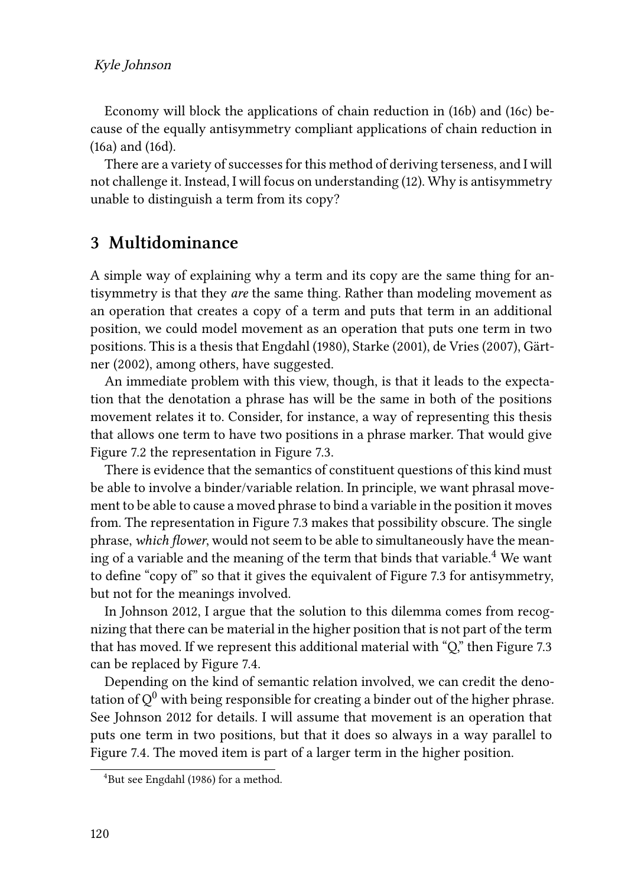Economy will block the applications of chain reduction in (16b) and (16c) because of the equally antisymmetry compliant applications of chain reduction in (16a) and (16d).

There are a variety of successes for this method of deriving terseness, and I will not challenge it. Instead, I will focus on understanding (12). Why is antisymmetry unable to distinguish a term from its copy?

## 3 Multidominance

A simple way of explaining why a term and its copy are the same thing for antisymmetry is that they *are* the same thing. Rather than modeling movement as an operation that creates a copy of a term and puts that term in an additional position, we could model movement as an operation that puts one term in two positions. This is a thesis that Engdahl (1980), Starke (2001), de Vries (2007), Gärtner (2002), among others, have suggested.

An immediate problem with this view, though, is that it leads to the expectation that the denotation a phrase has will be the same in both of the positions movement relates it to. Consider, for instance, a way of representing this thesis that allows one term to have two positions in a phrase marker. That would give Figure 7.2 the representation in Figure 7.3.

There is evidence that the semantics of constituent questions of this kind must be able to involve a binder/variable relation. In principle, we want phrasal movement to be able to cause a moved phrase to bind a variable in the position it moves from. The representation in Figure 7.3 makes that possibility obscure. The single phrase, *which flower*, would not seem to be able to simultaneously have the meaning of a variable and the meaning of the term that binds that variable.[4] We want to define "copy of" so that it gives the equivalent of Figure 7.3 for antisymmetry, but not for the meanings involved.

In Johnson 2012, I argue that the solution to this dilemma comes from recognizing that there can be material in the higher position that is not part of the term that has moved. If we represent this additional material with "Q," then Figure 7.3 can be replaced by Figure 7.4.

Depending on the kind of semantic relation involved, we can credit the denotation of $Q^0$ with being responsible for creating a binder out of the higher phrase. See Johnson 2012 for details. I will assume that movement is an operation that puts one term in two positions, but that it does so always in a way parallel to Figure 7.4. The moved item is part of a larger term in the higher position.

[4] But see Engdahl (1986) for a method.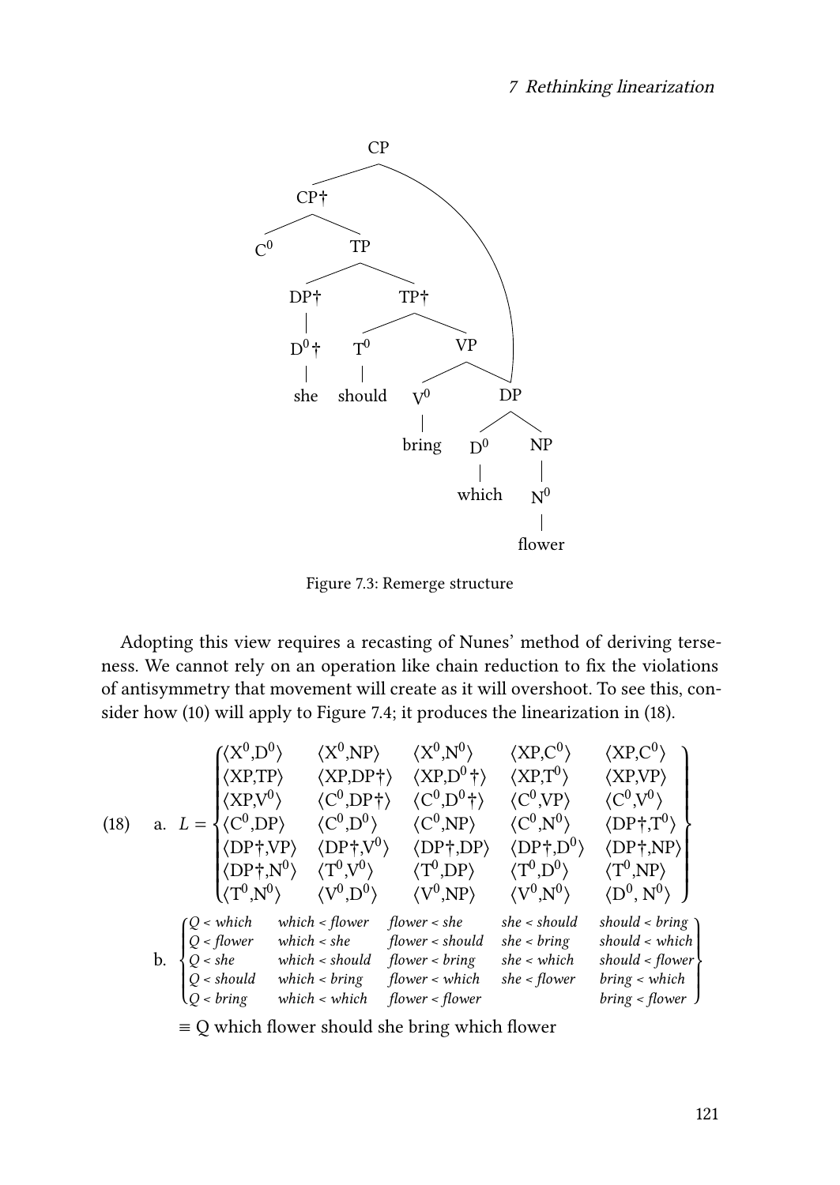Figure 7.3: Remerge structure

Adopting this view requires a recasting of Nunes' method of deriving terseness. We cannot rely on an operation like chain reduction to fix the violations of antisymmetry that movement will create as it will overshoot. To see this, consider how (10) will apply to Figure 7.4; it produces the linearization in (18).

(18) a. $L = \left\{ \begin{array}{lllll} \langle X^0,D^0\rangle & \langle X^0,NP\rangle & \langle X^0,N^0\rangle & \langle XP,C^0\rangle & \langle XP,C^0\rangle \\ \langle XP,TP\rangle & \langle XP,DP\dagger\rangle & \langle XP,D^0\dagger\rangle & \langle XP,T^0\rangle & \langle XP,VP\rangle \\ \langle XP,V^0\rangle & \langle C^0,DP\dagger\rangle & \langle C^0,D^0\dagger\rangle & \langle C^0,VP\rangle & \langle C^0,V^0\rangle \\ \langle C^0,DP\rangle & \langle C^0,D^0\rangle & \langle C^0,NP\rangle & \langle C^0,N^0\rangle & \langle DP\dagger,T^0\rangle \\ \langle DP\dagger,VP\rangle & \langle DP\dagger,V^0\rangle & \langle DP\dagger,DP\rangle & \langle DP\dagger,D^0\rangle & \langle DP\dagger,NP\rangle \\ \langle DP\dagger,N^0\rangle & \langle T^0,V^0\rangle & \langle T^0,DP\rangle & \langle T^0,D^0\rangle & \langle T^0,NP\rangle \\ \langle T^0,N^0\rangle & \langle V^0,D^0\rangle & \langle V^0,NP\rangle & \langle V^0,N^0\rangle & \langle D^0, N^0\rangle \end{array} \right\}$

b. $\left\{ \begin{array}{lllll} Q < which & which < flower & flower < she & she < should & should < bring \\ Q < flower & which < she & flower < should & she < bring & should < which \\ Q < she & which < should & flower < bring & she < which & should < flower \\ Q < should & which < bring & flower < which & she < flower & bring < which \\ Q < bring & which < which & flower < flower & & bring < flower \end{array} \right\}$

≡ Q which flower should she bring which flower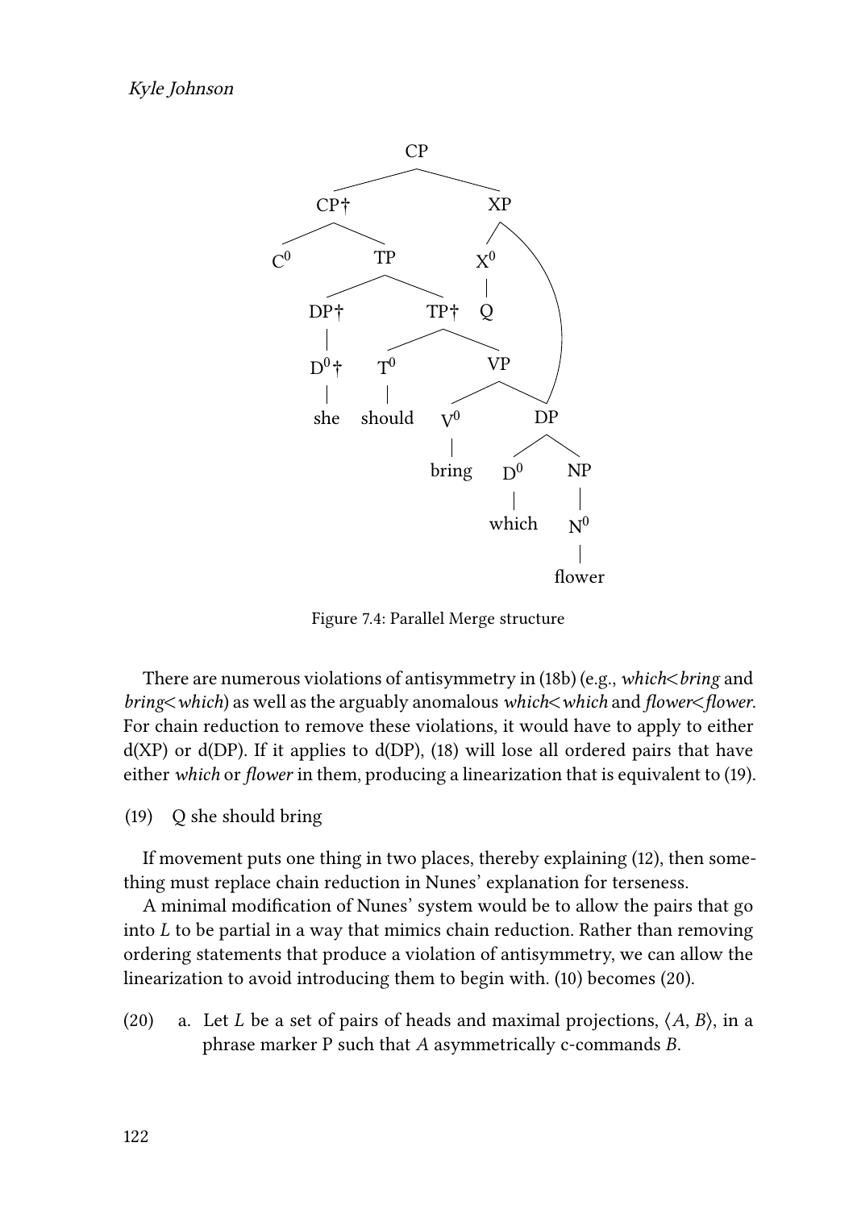Figure 7.4: Parallel Merge structure

There are numerous violations of antisymmetry in (18b) (e.g., *which*<*bring* and *bring*<*which*) as well as the arguably anomalous *which*<*which* and *flower*<*flower*. For chain reduction to remove these violations, it would have to apply to either d(XP) or d(DP). If it applies to d(DP), (18) will lose all ordered pairs that have either *which* or *flower* in them, producing a linearization that is equivalent to (19).

(19) Q she should bring

If movement puts one thing in two places, thereby explaining (12), then something must replace chain reduction in Nunes' explanation for terseness.

A minimal modification of Nunes' system would be to allow the pairs that go into *L* to be partial in a way that mimics chain reduction. Rather than removing ordering statements that produce a violation of antisymmetry, we can allow the linearization to avoid introducing them to begin with. (10) becomes (20).

(20) a. Let *L* be a set of pairs of heads and maximal projections, ⟨*A*, *B*⟩, in a phrase marker P such that *A* asymmetrically c-commands *B*.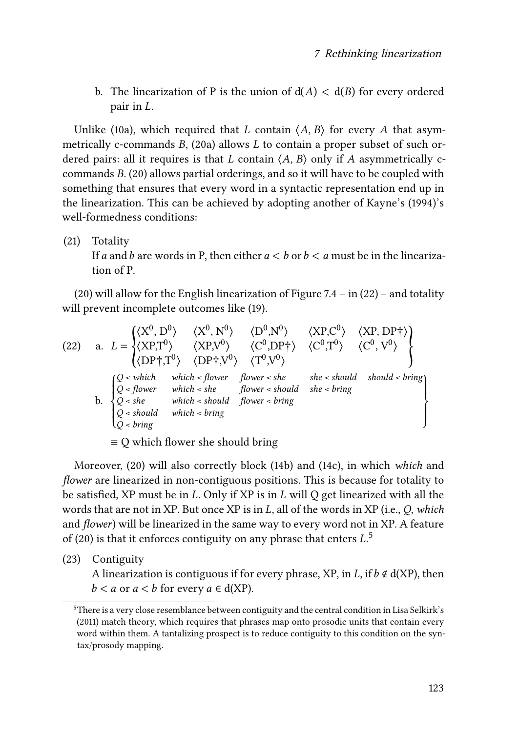b. The linearization of P is the union of d($A$) < d($B$) for every ordered pair in $L$.

Unlike (10a), which required that $L$ contain $\langle A, B\rangle$ for every $A$ that asymmetrically c-commands $B$, (20a) allows $L$ to contain a proper subset of such ordered pairs: all it requires is that $L$ contain $\langle A, B\rangle$ only if $A$ asymmetrically c-commands $B$. (20) allows partial orderings, and so it will have to be coupled with something that ensures that every word in a syntactic representation end up in the linearization. This can be achieved by adopting another of Kayne's (1994)'s well-formedness conditions:

(21) Totality
If $a$ and $b$ are words in P, then either $a < b$ or $b < a$ must be in the linearization of P.

(20) will allow for the English linearization of Figure 7.4 – in (22) – and totality will prevent incomplete outcomes like (19).

(22) a.
$$L = \begin{Bmatrix} \langle X^0, D^0\rangle & \langle X^0, N^0\rangle & \langle D^0, N^0\rangle & \langle XP, C^0\rangle & \langle XP, DP\dagger\rangle \\ \langle XP, T^0\rangle & \langle XP, V^0\rangle & \langle C^0, DP\dagger\rangle & \langle C^0, T^0\rangle & \langle C^0, V^0\rangle \\ \langle DP\dagger, T^0\rangle & \langle DP\dagger, V^0\rangle & \langle T^0, V^0\rangle & & \end{Bmatrix}$$

b.
$$\begin{Bmatrix} Q < \textit{which} & \textit{which} < \textit{flower} & \textit{flower} < \textit{she} & \textit{she} < \textit{should} & \textit{should} < \textit{bring} \\ Q < \textit{flower} & \textit{which} < \textit{she} & \textit{flower} < \textit{should} & \textit{she} < \textit{bring} & \\ Q < \textit{she} & \textit{which} < \textit{should} & \textit{flower} < \textit{bring} & & \\ Q < \textit{should} & \textit{which} < \textit{bring} & & & \\ Q < \textit{bring} & & & & \end{Bmatrix}$$

≡ Q which flower she should bring

Moreover, (20) will also correctly block (14b) and (14c), in which *which* and *flower* are linearized in non-contiguous positions. This is because for totality to be satisfied, XP must be in $L$. Only if XP is in $L$ will Q get linearized with all the words that are not in XP. But once XP is in $L$, all of the words in XP (i.e., *Q*, *which* and *flower*) will be linearized in the same way to every word not in XP. A feature of (20) is that it enforces contiguity on any phrase that enters $L$.[5]

(23) Contiguity
A linearization is contiguous if for every phrase, XP, in $L$, if $b \notin$ d(XP), then $b < a$ or $a < b$ for every $a \in$ d(XP).

[5]There is a very close resemblance between contiguity and the central condition in Lisa Selkirk's (2011) match theory, which requires that phrases map onto prosodic units that contain every word within them. A tantalizing prospect is to reduce contiguity to this condition on the syntax/prosody mapping.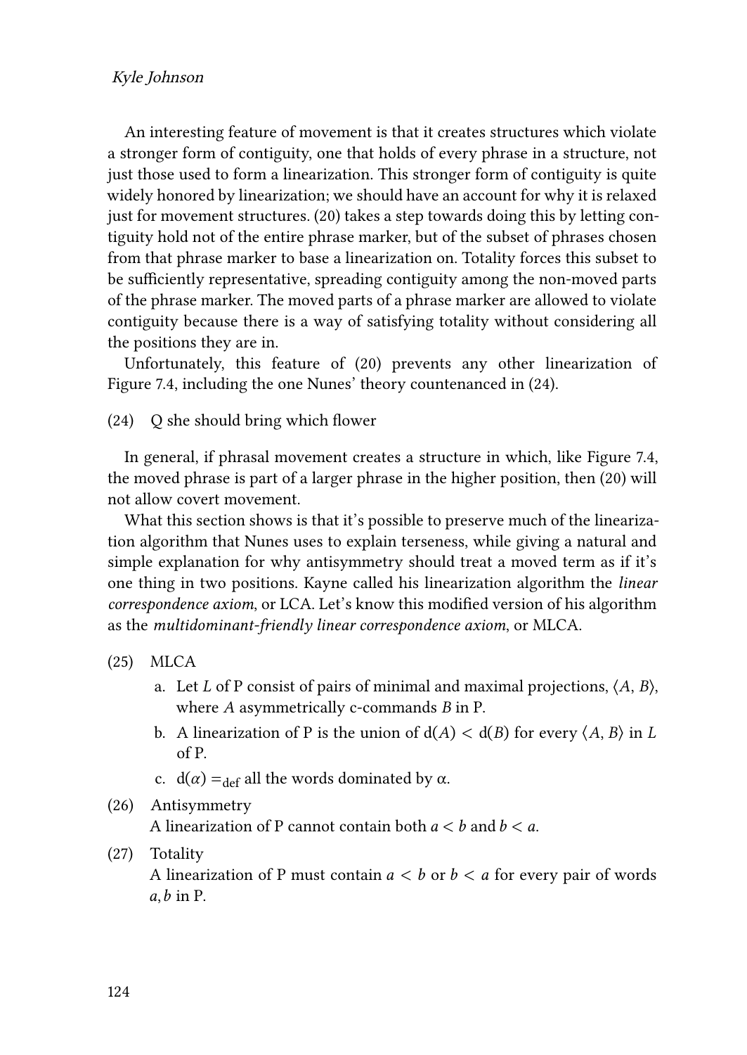An interesting feature of movement is that it creates structures which violate a stronger form of contiguity, one that holds of every phrase in a structure, not just those used to form a linearization. This stronger form of contiguity is quite widely honored by linearization; we should have an account for why it is relaxed just for movement structures. (20) takes a step towards doing this by letting contiguity hold not of the entire phrase marker, but of the subset of phrases chosen from that phrase marker to base a linearization on. Totality forces this subset to be sufficiently representative, spreading contiguity among the non-moved parts of the phrase marker. The moved parts of a phrase marker are allowed to violate contiguity because there is a way of satisfying totality without considering all the positions they are in.

Unfortunately, this feature of (20) prevents any other linearization of Figure 7.4, including the one Nunes' theory countenanced in (24).

(24) Q she should bring which flower

In general, if phrasal movement creates a structure in which, like Figure 7.4, the moved phrase is part of a larger phrase in the higher position, then (20) will not allow covert movement.

What this section shows is that it's possible to preserve much of the linearization algorithm that Nunes uses to explain terseness, while giving a natural and simple explanation for why antisymmetry should treat a moved term as if it's one thing in two positions. Kayne called his linearization algorithm the *linear correspondence axiom*, or LCA. Let's know this modified version of his algorithm as the *multidominant-friendly linear correspondence axiom*, or MLCA.

(25) MLCA

  a. Let $L$ of P consist of pairs of minimal and maximal projections, $\langle A, B \rangle$, where $A$ asymmetrically c-commands $B$ in P.
  b. A linearization of P is the union of $\mathrm{d}(A) < \mathrm{d}(B)$ for every $\langle A, B \rangle$ in $L$ of P.
  c. $\mathrm{d}(\alpha) =_{\mathrm{def}}$ all the words dominated by $\alpha$.

(26) Antisymmetry
A linearization of P cannot contain both $a < b$ and $b < a$.

(27) Totality
A linearization of P must contain $a < b$ or $b < a$ for every pair of words $a, b$ in P.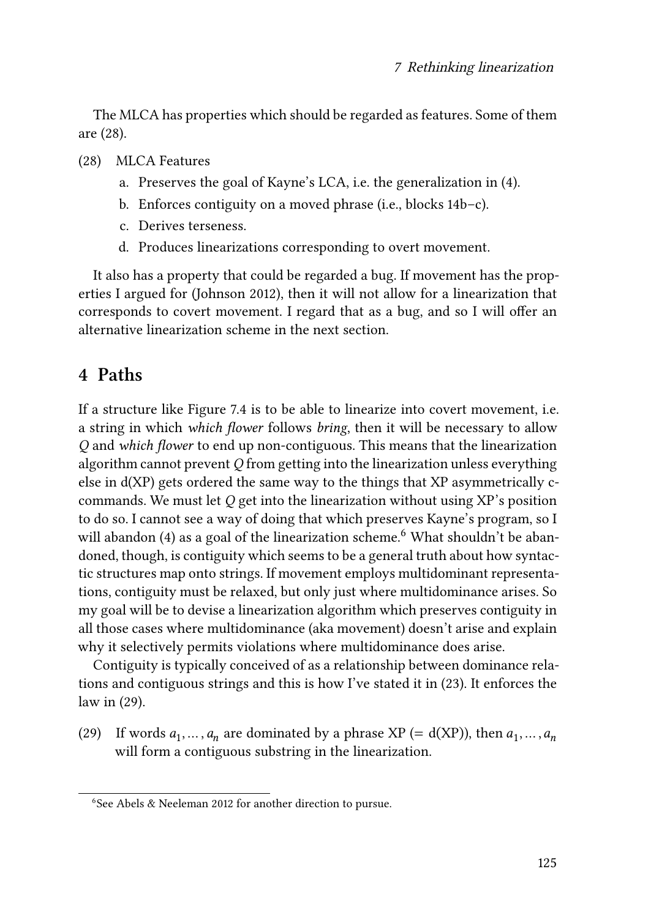The MLCA has properties which should be regarded as features. Some of them are (28).

(28) MLCA Features

  a. Preserves the goal of Kayne's LCA, i.e. the generalization in (4).

  b. Enforces contiguity on a moved phrase (i.e., blocks 14b–c).

  c. Derives terseness.

  d. Produces linearizations corresponding to overt movement.

It also has a property that could be regarded a bug. If movement has the properties I argued for (Johnson 2012), then it will not allow for a linearization that corresponds to covert movement. I regard that as a bug, and so I will offer an alternative linearization scheme in the next section.

## 4 Paths

If a structure like Figure 7.4 is to be able to linearize into covert movement, i.e. a string in which *which flower* follows *bring*, then it will be necessary to allow *Q* and *which flower* to end up non-contiguous. This means that the linearization algorithm cannot prevent *Q* from getting into the linearization unless everything else in d(XP) gets ordered the same way to the things that XP asymmetrically c-commands. We must let *Q* get into the linearization without using XP's position to do so. I cannot see a way of doing that which preserves Kayne's program, so I will abandon (4) as a goal of the linearization scheme.[6] What shouldn't be abandoned, though, is contiguity which seems to be a general truth about how syntactic structures map onto strings. If movement employs multidominant representations, contiguity must be relaxed, but only just where multidominance arises. So my goal will be to devise a linearization algorithm which preserves contiguity in all those cases where multidominance (aka movement) doesn't arise and explain why it selectively permits violations where multidominance does arise.

Contiguity is typically conceived of as a relationship between dominance relations and contiguous strings and this is how I've stated it in (23). It enforces the law in (29).

(29) If words $a_1, \dots, a_n$ are dominated by a phrase XP (= d(XP)), then $a_1, \dots, a_n$ will form a contiguous substring in the linearization.

[6] See Abels & Neeleman 2012 for another direction to pursue.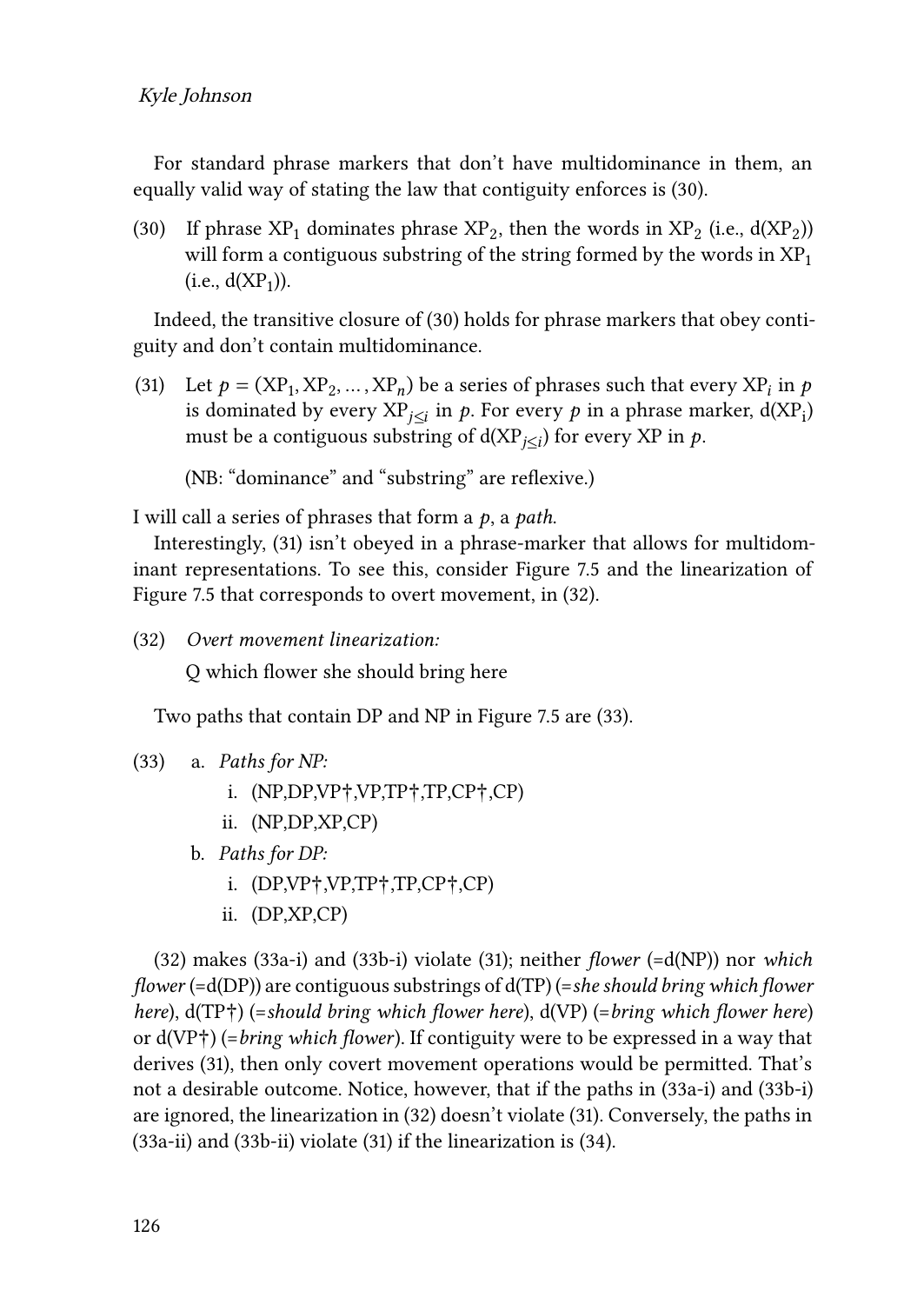For standard phrase markers that don't have multidominance in them, an equally valid way of stating the law that contiguity enforces is (30).

(30) If phrase $XP_1$ dominates phrase $XP_2$, then the words in $XP_2$ (i.e., d($XP_2$)) will form a contiguous substring of the string formed by the words in $XP_1$ (i.e., d($XP_1$)).

Indeed, the transitive closure of (30) holds for phrase markers that obey contiguity and don't contain multidominance.

(31) Let $p = (XP_1, XP_2, \ldots, XP_n)$ be a series of phrases such that every $XP_i$ in $p$ is dominated by every $XP_{j \leq i}$ in $p$. For every $p$ in a phrase marker, d($XP_i$) must be a contiguous substring of d($XP_{j \leq i}$) for every XP in $p$.

(NB: "dominance" and "substring" are reflexive.)

I will call a series of phrases that form a $p$, a *path*.

Interestingly, (31) isn't obeyed in a phrase-marker that allows for multidominant representations. To see this, consider Figure 7.5 and the linearization of Figure 7.5 that corresponds to overt movement, in (32).

(32) *Overt movement linearization:*

Q which flower she should bring here

Two paths that contain DP and NP in Figure 7.5 are (33).

(33)
- a. *Paths for NP:*
  - i. (NP,DP,VP†,VP,TP†,TP,CP†,CP)
  - ii. (NP,DP,XP,CP)
- b. *Paths for DP:*
  - i. (DP,VP†,VP,TP†,TP,CP†,CP)
  - ii. (DP,XP,CP)

(32) makes (33a-i) and (33b-i) violate (31); neither *flower* (=d(NP)) nor *which flower* (=d(DP)) are contiguous substrings of d(TP) (=*she should bring which flower here*), d(TP†) (=*should bring which flower here*), d(VP) (=*bring which flower here*) or d(VP†) (=*bring which flower*). If contiguity were to be expressed in a way that derives (31), then only covert movement operations would be permitted. That's not a desirable outcome. Notice, however, that if the paths in (33a-i) and (33b-i) are ignored, the linearization in (32) doesn't violate (31). Conversely, the paths in (33a-ii) and (33b-ii) violate (31) if the linearization is (34).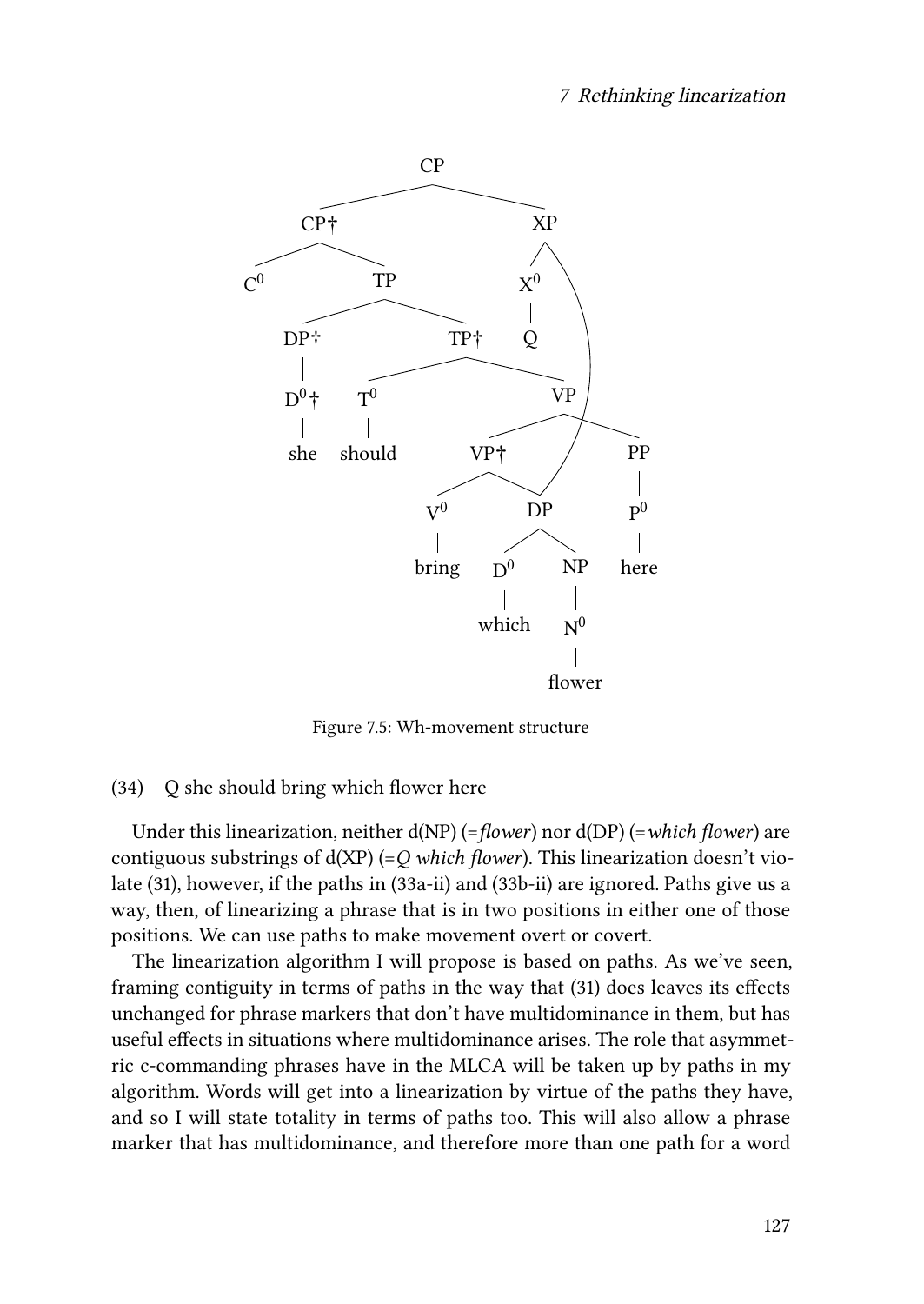Figure 7.5: Wh-movement structure

(34) Q she should bring which flower here

Under this linearization, neither d(NP) (=*flower*) nor d(DP) (=*which flower*) are contiguous substrings of d(XP) (=*Q which flower*). This linearization doesn't violate (31), however, if the paths in (33a-ii) and (33b-ii) are ignored. Paths give us a way, then, of linearizing a phrase that is in two positions in either one of those positions. We can use paths to make movement overt or covert.

The linearization algorithm I will propose is based on paths. As we've seen, framing contiguity in terms of paths in the way that (31) does leaves its effects unchanged for phrase markers that don't have multidominance in them, but has useful effects in situations where multidominance arises. The role that asymmetric c-commanding phrases have in the MLCA will be taken up by paths in my algorithm. Words will get into a linearization by virtue of the paths they have, and so I will state totality in terms of paths too. This will also allow a phrase marker that has multidominance, and therefore more than one path for a word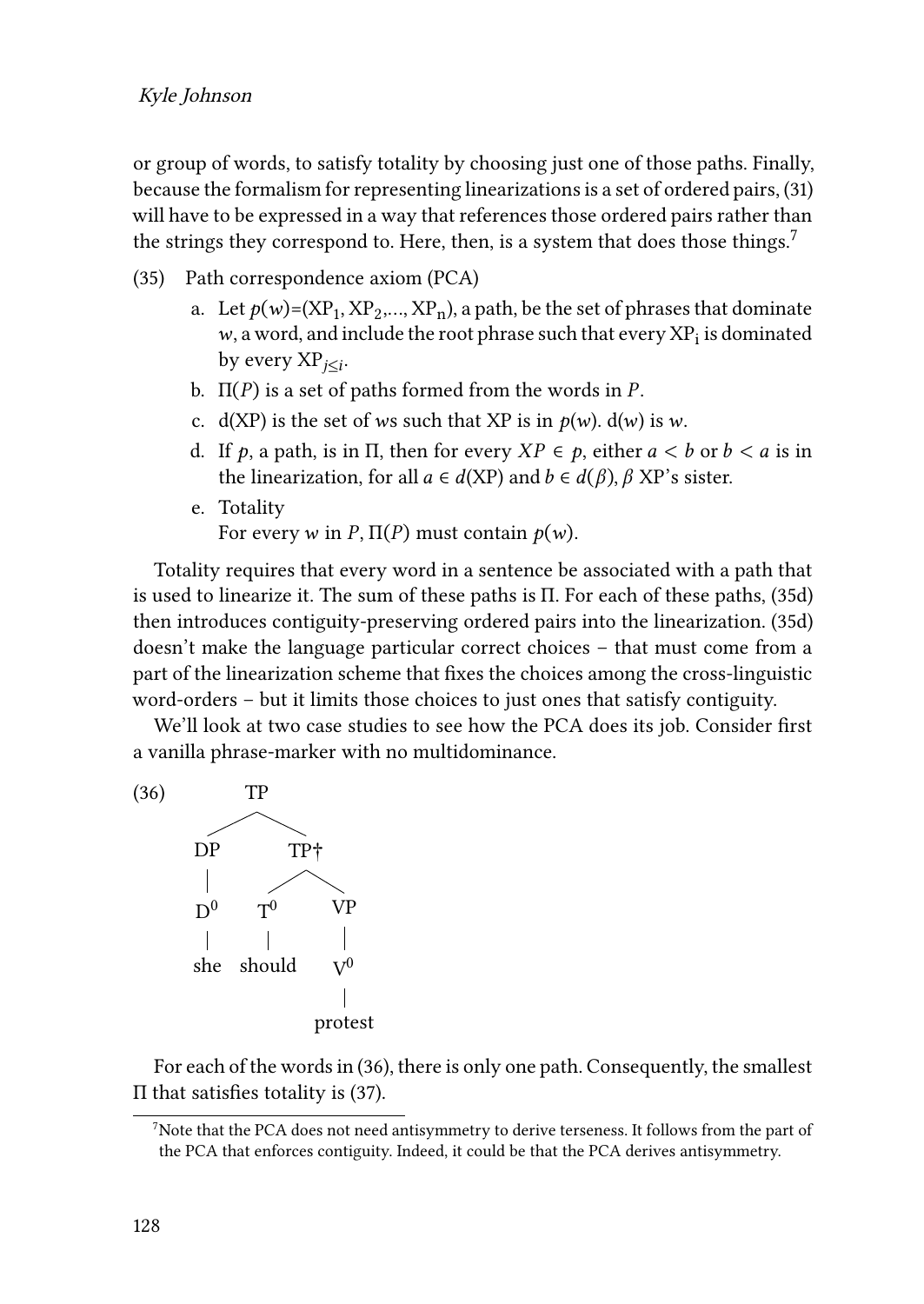or group of words, to satisfy totality by choosing just one of those paths. Finally, because the formalism for representing linearizations is a set of ordered pairs, (31) will have to be expressed in a way that references those ordered pairs rather than the strings they correspond to. Here, then, is a system that does those things.[7]

(35) Path correspondence axiom (PCA)

a. Let $p(w)$=($XP_1$, $XP_2$,..., $XP_n$), a path, be the set of phrases that dominate $w$, a word, and include the root phrase such that every $XP_i$ is dominated by every $XP_{j \leq i}$.

b. $\Pi(P)$ is a set of paths formed from the words in $P$.

c. d(XP) is the set of $w$s such that XP is in $p(w)$. d($w$) is $w$.

d. If $p$, a path, is in $\Pi$, then for every $XP \in p$, either $a < b$ or $b < a$ is in the linearization, for all $a \in d(\text{XP})$ and $b \in d(\beta)$, $\beta$ XP's sister.

e. Totality
For every $w$ in $P$, $\Pi(P)$ must contain $p(w)$.

Totality requires that every word in a sentence be associated with a path that is used to linearize it. The sum of these paths is Π. For each of these paths, (35d) then introduces contiguity-preserving ordered pairs into the linearization. (35d) doesn't make the language particular correct choices – that must come from a part of the linearization scheme that fixes the choices among the cross-linguistic word-orders – but it limits those choices to just ones that satisfy contiguity.

We'll look at two case studies to see how the PCA does its job. Consider first a vanilla phrase-marker with no multidominance.

(36) [TP [DP [$D^0$ she]] [TP† [$T^0$ should] [VP [$V^0$ protest]]]]

For each of the words in (36), there is only one path. Consequently, the smallest Π that satisfies totality is (37).

[7] Note that the PCA does not need antisymmetry to derive terseness. It follows from the part of the PCA that enforces contiguity. Indeed, it could be that the PCA derives antisymmetry.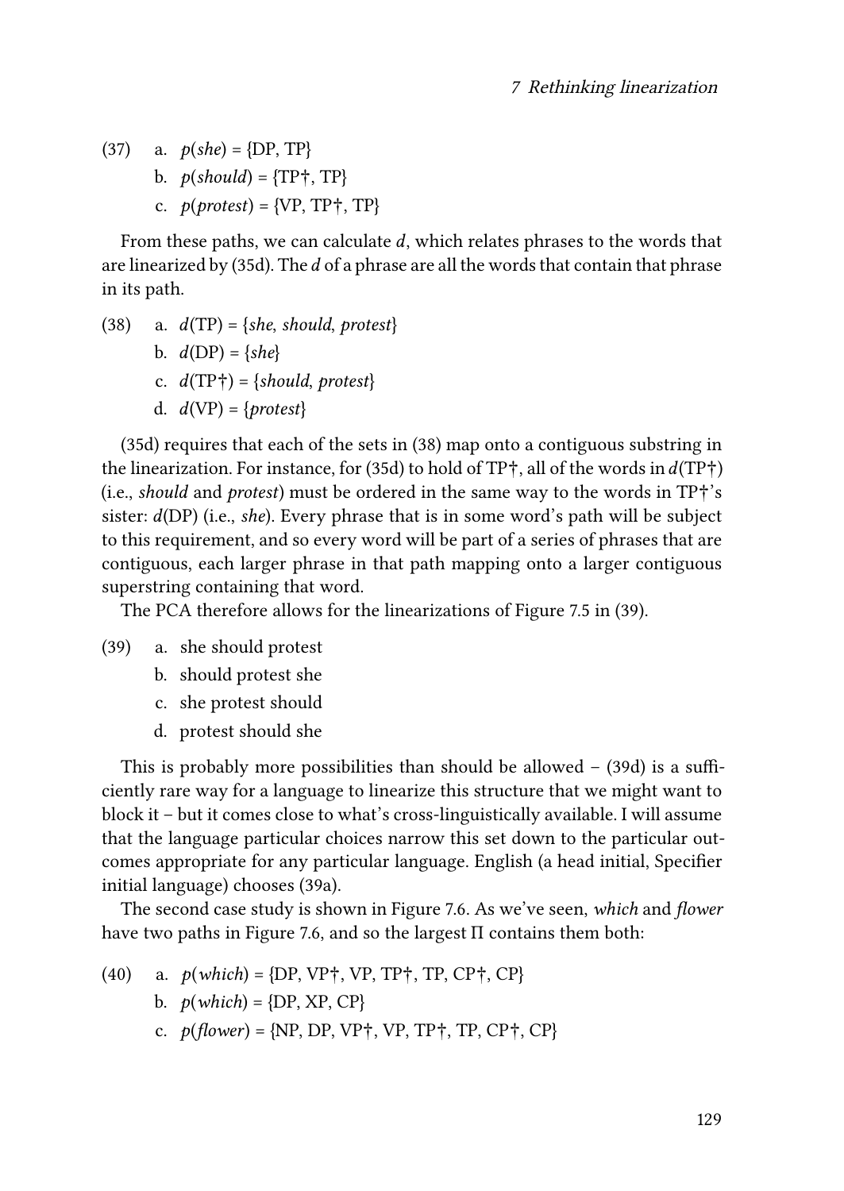(37) a. *p*(*she*) = {DP, TP}

b. *p*(*should*) = {TP†, TP}

c. *p*(*protest*) = {VP, TP†, TP}

From these paths, we can calculate *d*, which relates phrases to the words that are linearized by (35d). The *d* of a phrase are all the words that contain that phrase in its path.

(38) a. *d*(TP) = {*she*, *should*, *protest*}

b. *d*(DP) = {*she*}

c. *d*(TP†) = {*should*, *protest*}

d. *d*(VP) = {*protest*}

(35d) requires that each of the sets in (38) map onto a contiguous substring in the linearization. For instance, for (35d) to hold of TP†, all of the words in *d*(TP†) (i.e., *should* and *protest*) must be ordered in the same way to the words in TP†'s sister: *d*(DP) (i.e., *she*). Every phrase that is in some word's path will be subject to this requirement, and so every word will be part of a series of phrases that are contiguous, each larger phrase in that path mapping onto a larger contiguous superstring containing that word.

The PCA therefore allows for the linearizations of Figure 7.5 in (39).

(39) a. she should protest

b. should protest she

c. she protest should

d. protest should she

This is probably more possibilities than should be allowed – (39d) is a sufficiently rare way for a language to linearize this structure that we might want to block it – but it comes close to what's cross-linguistically available. I will assume that the language particular choices narrow this set down to the particular outcomes appropriate for any particular language. English (a head initial, Specifier initial language) chooses (39a).

The second case study is shown in Figure 7.6. As we've seen, *which* and *flower* have two paths in Figure 7.6, and so the largest Π contains them both:

(40) a. *p*(*which*) = {DP, VP†, VP, TP†, TP, CP†, CP}

b. *p*(*which*) = {DP, XP, CP}

c. *p*(*flower*) = {NP, DP, VP†, VP, TP†, TP, CP†, CP}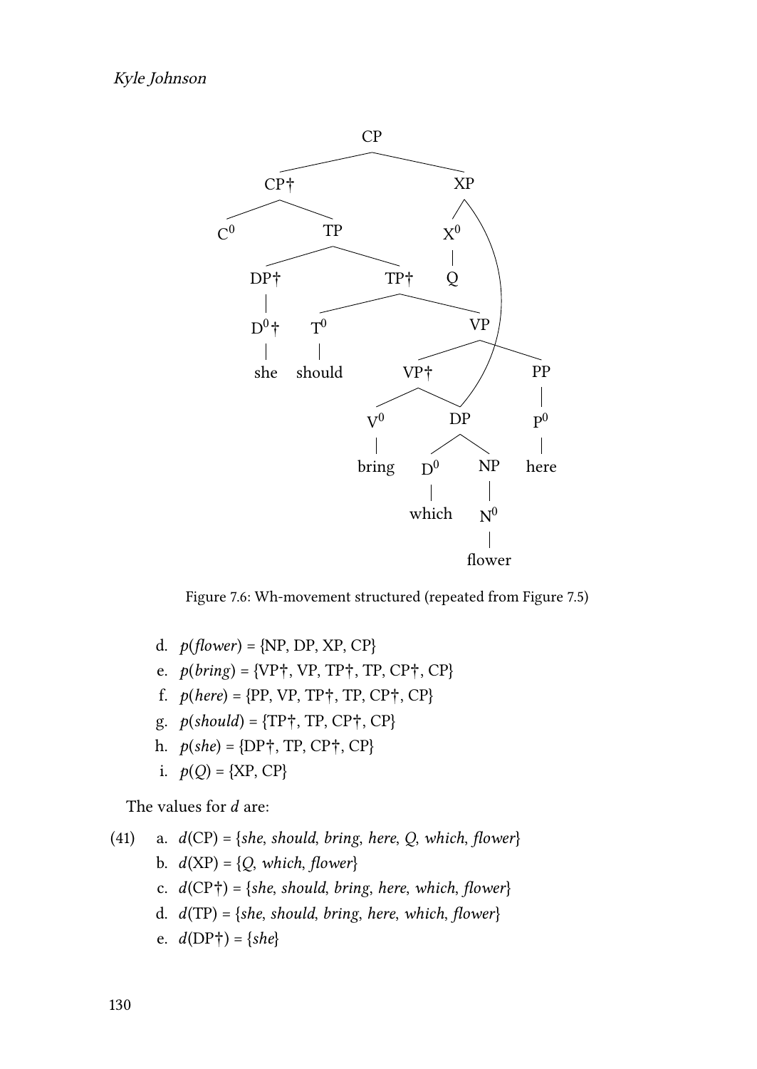Figure 7.6: Wh-movement structured (repeated from Figure 7.5)

d. *p*(*flower*) = {NP, DP, XP, CP}
e. *p*(*bring*) = {VP†, VP, TP†, TP, CP†, CP}
f. *p*(*here*) = {PP, VP, TP†, TP, CP†, CP}
g. *p*(*should*) = {TP†, TP, CP†, CP}
h. *p*(*she*) = {DP†, TP, CP†, CP}
i. *p*(*Q*) = {XP, CP}

The values for *d* are:

(41) a. *d*(CP) = {*she*, *should*, *bring*, *here*, *Q*, *which*, *flower*}
b. *d*(XP) = {*Q*, *which*, *flower*}
c. *d*(CP†) = {*she*, *should*, *bring*, *here*, *which*, *flower*}
d. *d*(TP) = {*she*, *should*, *bring*, *here*, *which*, *flower*}
e. *d*(DP†) = {*she*}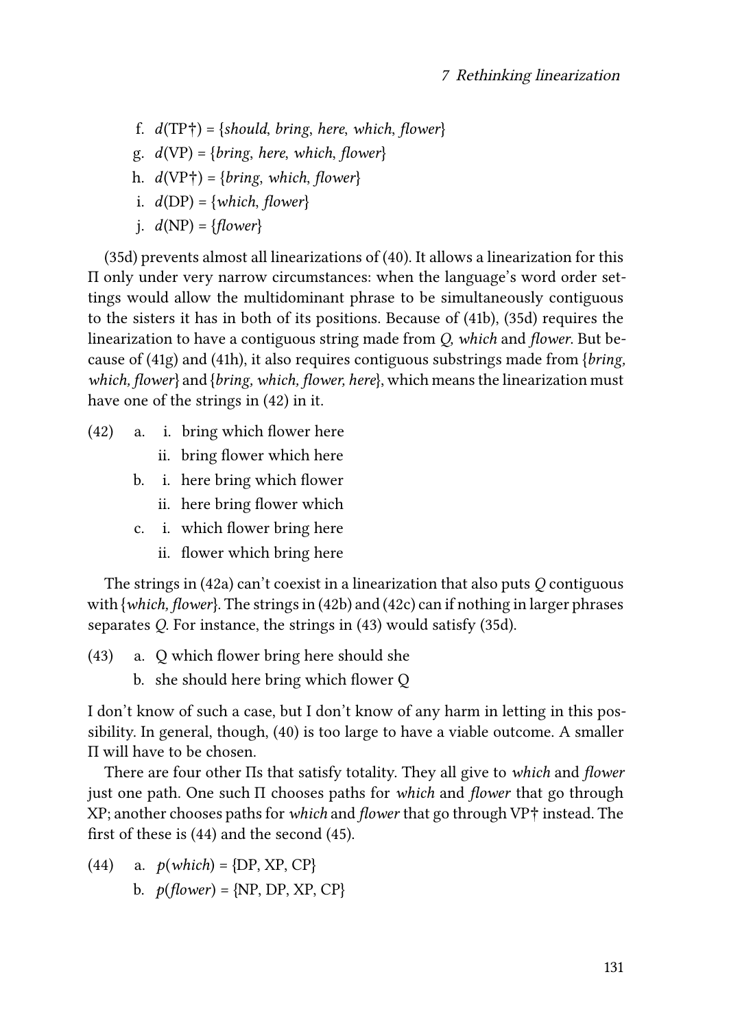f. *d*(TP†) = {*should*, *bring*, *here*, *which*, *flower*}
g. *d*(VP) = {*bring*, *here*, *which*, *flower*}
h. *d*(VP†) = {*bring*, *which*, *flower*}
i. *d*(DP) = {*which*, *flower*}
j. *d*(NP) = {*flower*}

(35d) prevents almost all linearizations of (40). It allows a linearization for this Π only under very narrow circumstances: when the language's word order settings would allow the multidominant phrase to be simultaneously contiguous to the sisters it has in both of its positions. Because of (41b), (35d) requires the linearization to have a contiguous string made from *Q*, *which* and *flower*. But because of (41g) and (41h), it also requires contiguous substrings made from {*bring*, *which*, *flower*} and {*bring*, *which*, *flower*, *here*}, which means the linearization must have one of the strings in (42) in it.

(42)
a. i. bring which flower here
   ii. bring flower which here
b. i. here bring which flower
   ii. here bring flower which
c. i. which flower bring here
   ii. flower which bring here

The strings in (42a) can't coexist in a linearization that also puts *Q* contiguous with {*which*, *flower*}. The strings in (42b) and (42c) can if nothing in larger phrases separates *Q*. For instance, the strings in (43) would satisfy (35d).

(43)
a. Q which flower bring here should she
b. she should here bring which flower Q

I don't know of such a case, but I don't know of any harm in letting in this possibility. In general, though, (40) is too large to have a viable outcome. A smaller Π will have to be chosen.

There are four other Πs that satisfy totality. They all give to *which* and *flower* just one path. One such Π chooses paths for *which* and *flower* that go through XP; another chooses paths for *which* and *flower* that go through VP† instead. The first of these is (44) and the second (45).

(44)
a. *p*(*which*) = {DP, XP, CP}
b. *p*(*flower*) = {NP, DP, XP, CP}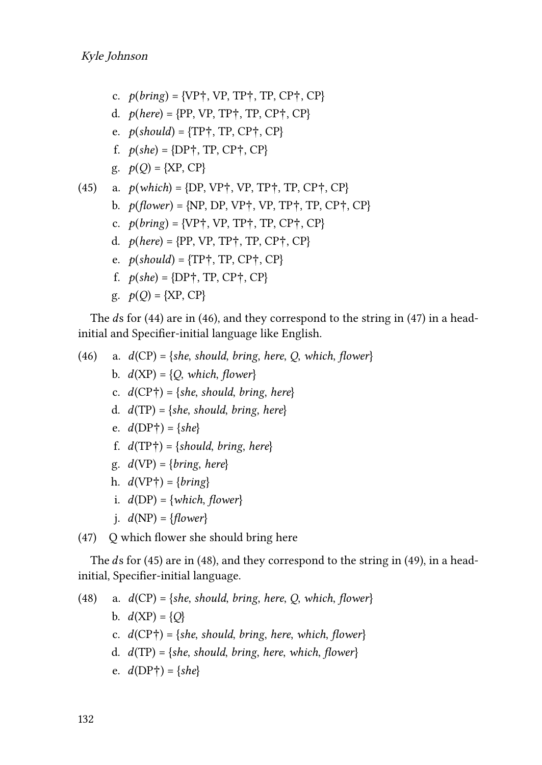c. *p*(*bring*) = {VP†, VP, TP†, TP, CP†, CP}

d. *p*(*here*) = {PP, VP, TP†, TP, CP†, CP}

e. *p*(*should*) = {TP†, TP, CP†, CP}

f. *p*(*she*) = {DP†, TP, CP†, CP}

g. *p*(*Q*) = {XP, CP}

(45) a. *p*(*which*) = {DP, VP†, VP, TP†, TP, CP†, CP}

b. *p*(*flower*) = {NP, DP, VP†, VP, TP†, TP, CP†, CP}

c. *p*(*bring*) = {VP†, VP, TP†, TP, CP†, CP}

d. *p*(*here*) = {PP, VP, TP†, TP, CP†, CP}

e. *p*(*should*) = {TP†, TP, CP†, CP}

f. *p*(*she*) = {DP†, TP, CP†, CP}

g. *p*(*Q*) = {XP, CP}

The *d*s for (44) are in (46), and they correspond to the string in (47) in a head-initial and Specifier-initial language like English.

(46) a. *d*(CP) = {*she*, *should*, *bring*, *here*, *Q*, *which*, *flower*}

b. *d*(XP) = {*Q*, *which*, *flower*}

c. *d*(CP†) = {*she*, *should*, *bring*, *here*}

d. *d*(TP) = {*she*, *should*, *bring*, *here*}

e. *d*(DP†) = {*she*}

f. *d*(TP†) = {*should*, *bring*, *here*}

g. *d*(VP) = {*bring*, *here*}

h. *d*(VP†) = {*bring*}

i. *d*(DP) = {*which*, *flower*}

j. *d*(NP) = {*flower*}

(47) Q which flower she should bring here

The *d*s for (45) are in (48), and they correspond to the string in (49), in a head-initial, Specifier-initial language.

(48) a. *d*(CP) = {*she*, *should*, *bring*, *here*, *Q*, *which*, *flower*}

b. *d*(XP) = {*Q*}

c. *d*(CP†) = {*she*, *should*, *bring*, *here*, *which*, *flower*}

d. *d*(TP) = {*she*, *should*, *bring*, *here*, *which*, *flower*}

e. *d*(DP†) = {*she*}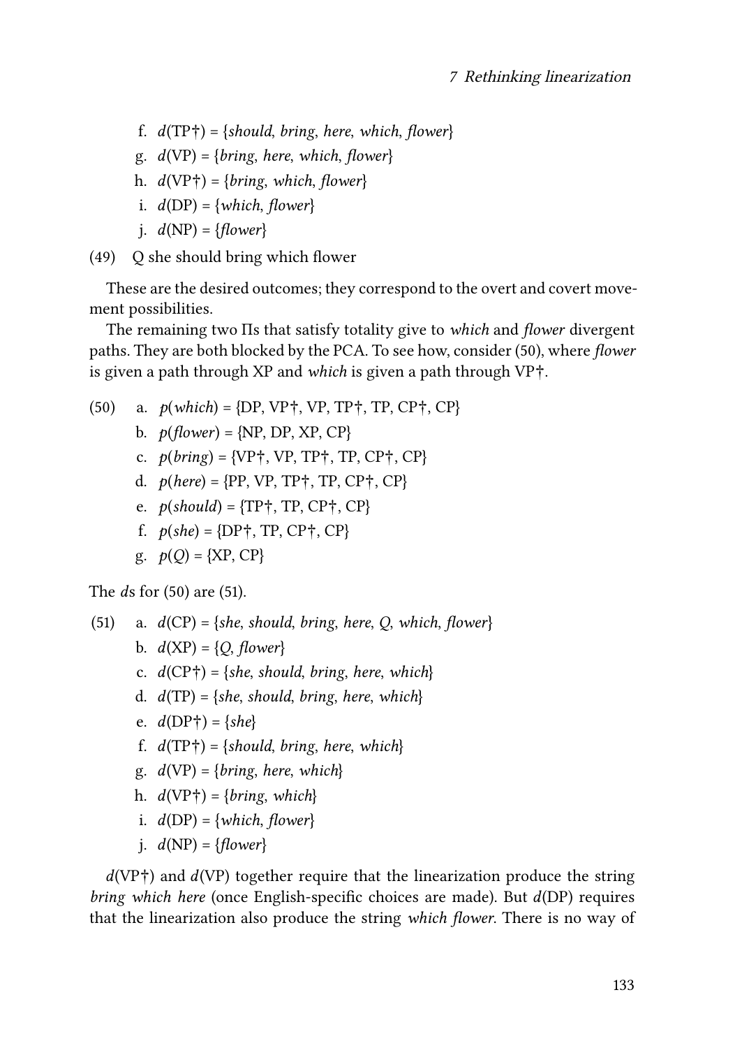f. *d*(TP†) = {*should*, *bring*, *here*, *which*, *flower*}
g. *d*(VP) = {*bring*, *here*, *which*, *flower*}
h. *d*(VP†) = {*bring*, *which*, *flower*}
i. *d*(DP) = {*which*, *flower*}
j. *d*(NP) = {*flower*}

(49) Q she should bring which flower

These are the desired outcomes; they correspond to the overt and covert movement possibilities.

The remaining two Πs that satisfy totality give to *which* and *flower* divergent paths. They are both blocked by the PCA. To see how, consider (50), where *flower* is given a path through XP and *which* is given a path through VP†.

(50) a. *p*(*which*) = {DP, VP†, VP, TP†, TP, CP†, CP}
b. *p*(*flower*) = {NP, DP, XP, CP}
c. *p*(*bring*) = {VP†, VP, TP†, TP, CP†, CP}
d. *p*(*here*) = {PP, VP, TP†, TP, CP†, CP}
e. *p*(*should*) = {TP†, TP, CP†, CP}
f. *p*(*she*) = {DP†, TP, CP†, CP}
g. *p*(*Q*) = {XP, CP}

The *d*s for (50) are (51).

(51) a. *d*(CP) = {*she*, *should*, *bring*, *here*, *Q*, *which*, *flower*}
b. *d*(XP) = {*Q*, *flower*}
c. *d*(CP†) = {*she*, *should*, *bring*, *here*, *which*}
d. *d*(TP) = {*she*, *should*, *bring*, *here*, *which*}
e. *d*(DP†) = {*she*}
f. *d*(TP†) = {*should*, *bring*, *here*, *which*}
g. *d*(VP) = {*bring*, *here*, *which*}
h. *d*(VP†) = {*bring*, *which*}
i. *d*(DP) = {*which*, *flower*}
j. *d*(NP) = {*flower*}

*d*(VP†) and *d*(VP) together require that the linearization produce the string *bring which here* (once English-specific choices are made). But *d*(DP) requires that the linearization also produce the string *which flower*. There is no way of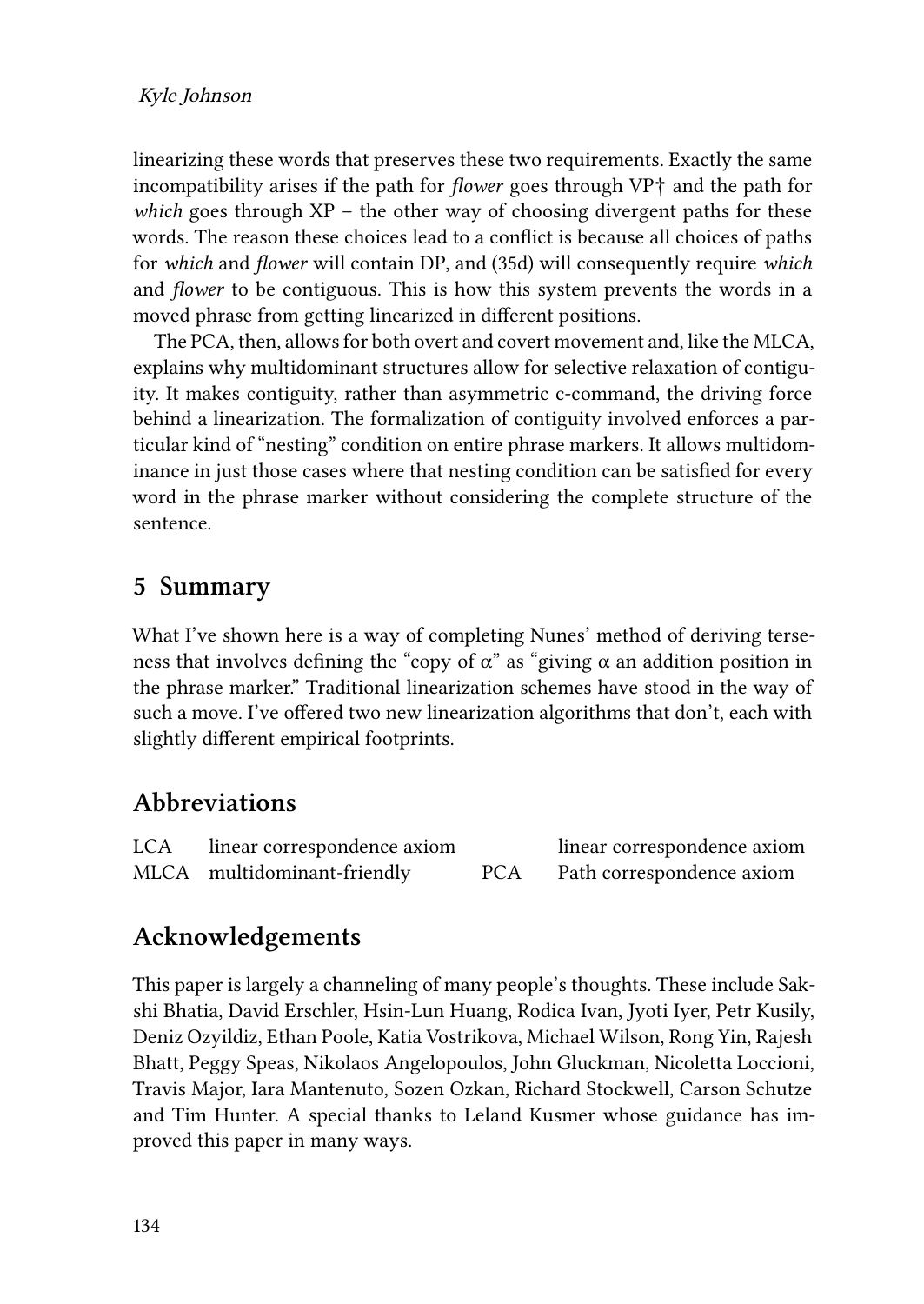linearizing these words that preserves these two requirements. Exactly the same incompatibility arises if the path for *flower* goes through VP† and the path for *which* goes through XP – the other way of choosing divergent paths for these words. The reason these choices lead to a conflict is because all choices of paths for *which* and *flower* will contain DP, and (35d) will consequently require *which* and *flower* to be contiguous. This is how this system prevents the words in a moved phrase from getting linearized in different positions.

The PCA, then, allows for both overt and covert movement and, like the MLCA, explains why multidominant structures allow for selective relaxation of contiguity. It makes contiguity, rather than asymmetric c-command, the driving force behind a linearization. The formalization of contiguity involved enforces a particular kind of "nesting" condition on entire phrase markers. It allows multidominance in just those cases where that nesting condition can be satisfied for every word in the phrase marker without considering the complete structure of the sentence.

## 5 Summary

What I've shown here is a way of completing Nunes' method of deriving terseness that involves defining the "copy of α" as "giving α an addition position in the phrase marker." Traditional linearization schemes have stood in the way of such a move. I've offered two new linearization algorithms that don't, each with slightly different empirical footprints.

## Abbreviations

| | | | |
|---|---|---|---|
| LCA | linear correspondence axiom | | linear correspondence axiom |
| MLCA | multidominant-friendly | PCA | Path correspondence axiom |

## Acknowledgements

This paper is largely a channeling of many people's thoughts. These include Sakshi Bhatia, David Erschler, Hsin-Lun Huang, Rodica Ivan, Jyoti Iyer, Petr Kusily, Deniz Ozyildiz, Ethan Poole, Katia Vostrikova, Michael Wilson, Rong Yin, Rajesh Bhatt, Peggy Speas, Nikolaos Angelopoulos, John Gluckman, Nicoletta Loccioni, Travis Major, Iara Mantenuto, Sozen Ozkan, Richard Stockwell, Carson Schutze and Tim Hunter. A special thanks to Leland Kusmer whose guidance has improved this paper in many ways.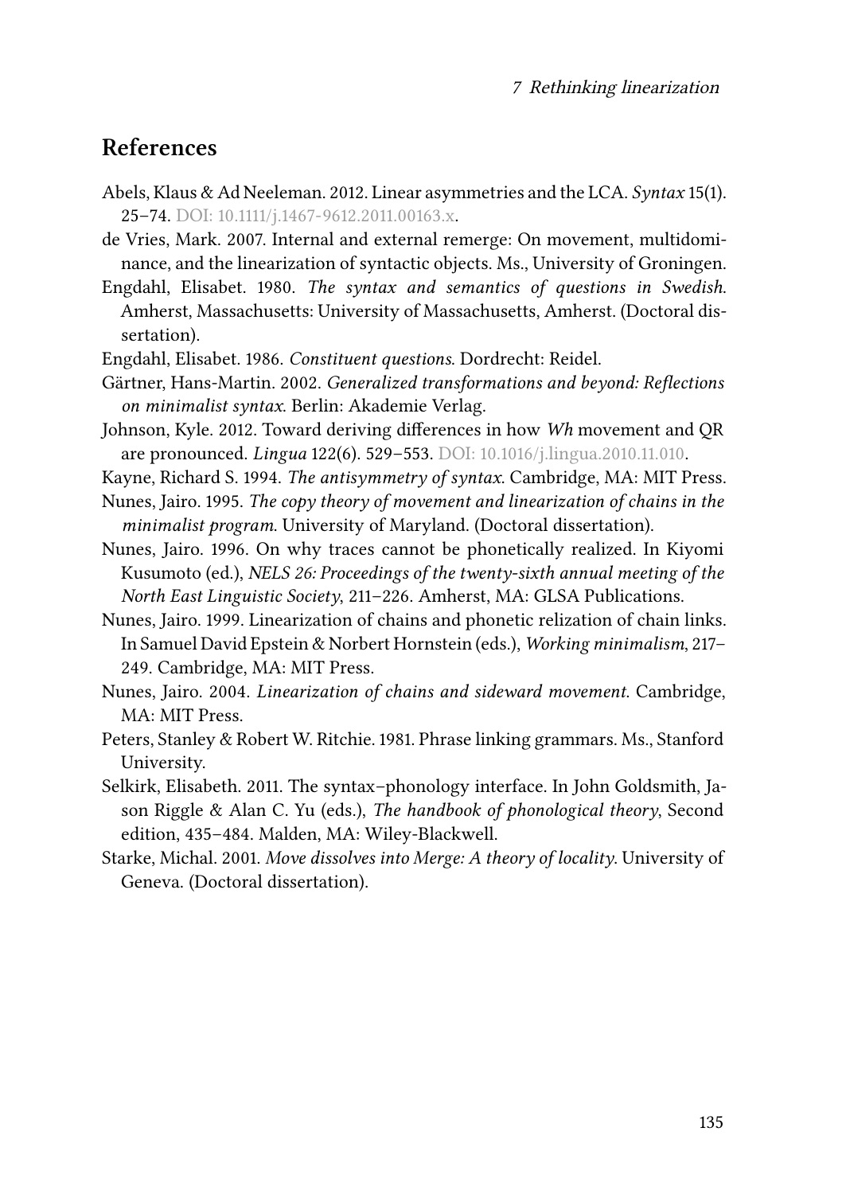## References

Abels, Klaus & Ad Neeleman. 2012. Linear asymmetries and the LCA. *Syntax* 15(1). 25–74. DOI: 10.1111/j.1467-9612.2011.00163.x.

de Vries, Mark. 2007. Internal and external remerge: On movement, multidominance, and the linearization of syntactic objects. Ms., University of Groningen.

Engdahl, Elisabet. 1980. *The syntax and semantics of questions in Swedish*. Amherst, Massachusetts: University of Massachusetts, Amherst. (Doctoral dissertation).

Engdahl, Elisabet. 1986. *Constituent questions*. Dordrecht: Reidel.

Gärtner, Hans-Martin. 2002. *Generalized transformations and beyond: Reflections on minimalist syntax*. Berlin: Akademie Verlag.

Johnson, Kyle. 2012. Toward deriving differences in how *Wh* movement and QR are pronounced. *Lingua* 122(6). 529–553. DOI: 10.1016/j.lingua.2010.11.010.

Kayne, Richard S. 1994. *The antisymmetry of syntax*. Cambridge, MA: MIT Press.

Nunes, Jairo. 1995. *The copy theory of movement and linearization of chains in the minimalist program*. University of Maryland. (Doctoral dissertation).

Nunes, Jairo. 1996. On why traces cannot be phonetically realized. In Kiyomi Kusumoto (ed.), *NELS 26: Proceedings of the twenty-sixth annual meeting of the North East Linguistic Society*, 211–226. Amherst, MA: GLSA Publications.

Nunes, Jairo. 1999. Linearization of chains and phonetic relization of chain links. In Samuel David Epstein & Norbert Hornstein (eds.), *Working minimalism*, 217–249. Cambridge, MA: MIT Press.

Nunes, Jairo. 2004. *Linearization of chains and sideward movement*. Cambridge, MA: MIT Press.

Peters, Stanley & Robert W. Ritchie. 1981. Phrase linking grammars. Ms., Stanford University.

Selkirk, Elisabeth. 2011. The syntax–phonology interface. In John Goldsmith, Jason Riggle & Alan C. Yu (eds.), *The handbook of phonological theory*, Second edition, 435–484. Malden, MA: Wiley-Blackwell.

Starke, Michal. 2001. *Move dissolves into Merge: A theory of locality*. University of Geneva. (Doctoral dissertation).